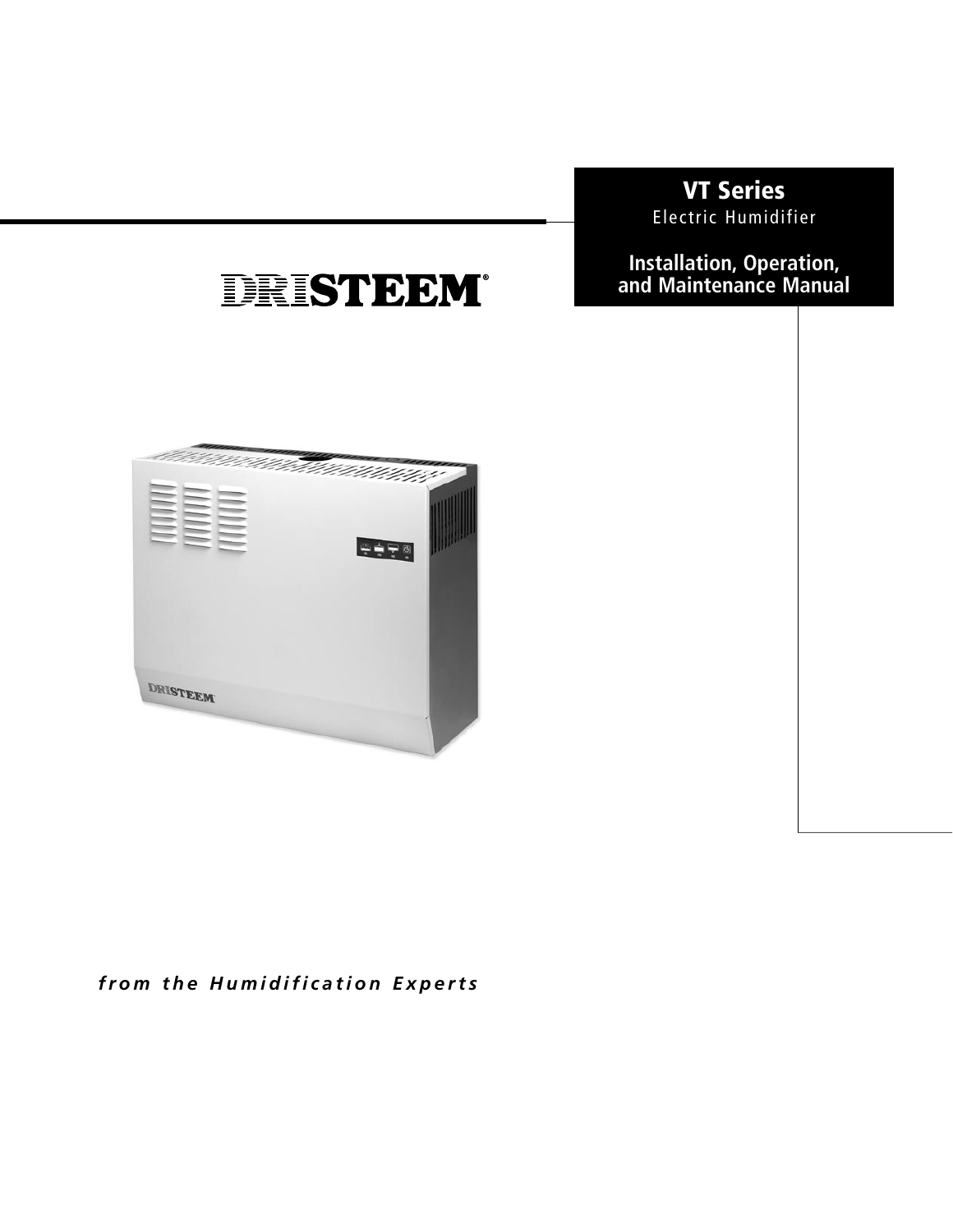# VT Series

Electric Humidifier

## Installation, Operation, and Maintenance Manual

DRISTEEM®

*from the Humidification Experts*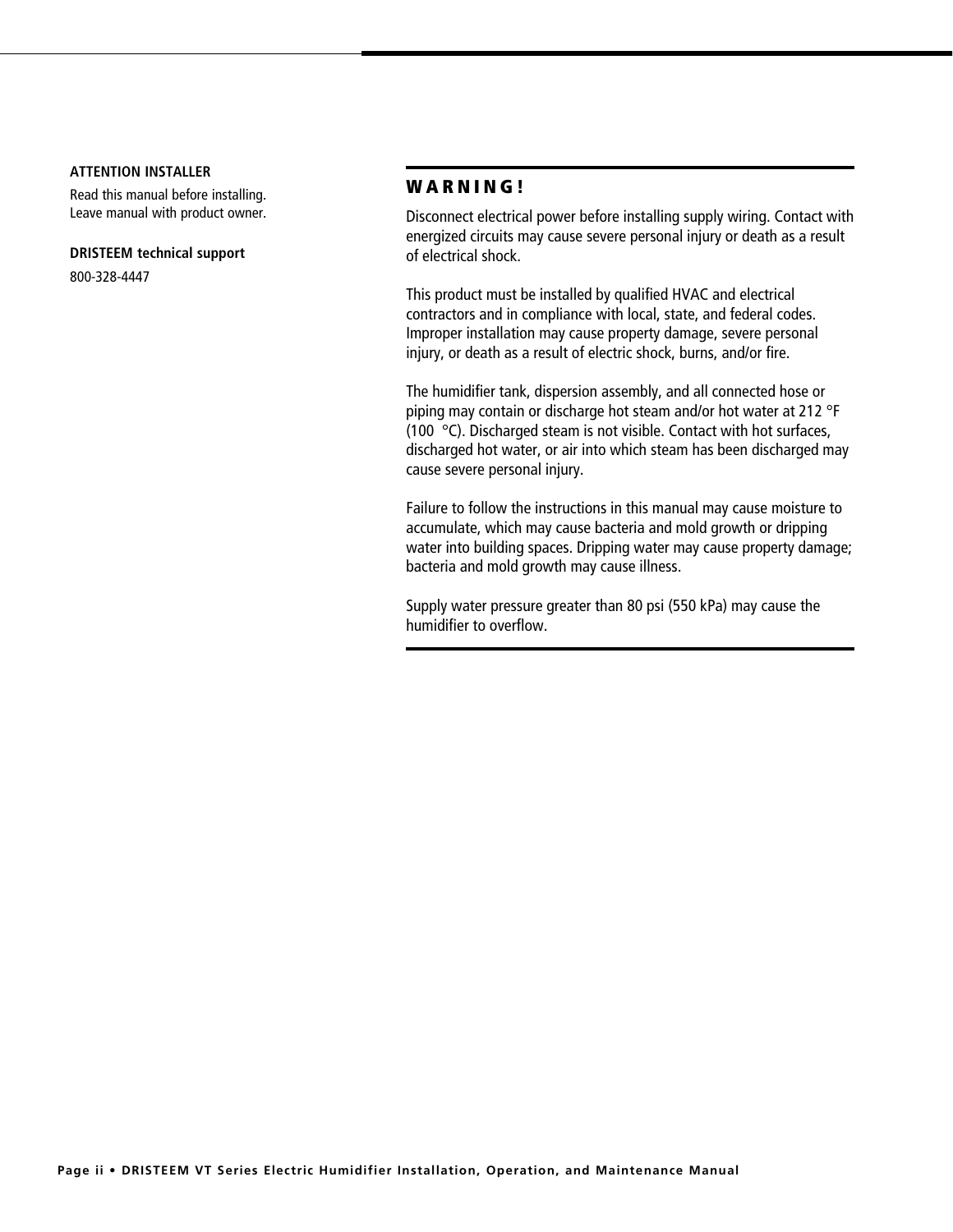**ATTENTION INSTALLER**

Read this manual before installing.
Leave manual with product owner.

**DRISTEEM technical support**

800-328-4447

## WARNING!

Disconnect electrical power before installing supply wiring. Contact with energized circuits may cause severe personal injury or death as a result of electrical shock.

This product must be installed by qualified HVAC and electrical contractors and in compliance with local, state, and federal codes. Improper installation may cause property damage, severe personal injury, or death as a result of electric shock, burns, and/or fire.

The humidifier tank, dispersion assembly, and all connected hose or piping may contain or discharge hot steam and/or hot water at 212 °F (100 °C). Discharged steam is not visible. Contact with hot surfaces, discharged hot water, or air into which steam has been discharged may cause severe personal injury.

Failure to follow the instructions in this manual may cause moisture to accumulate, which may cause bacteria and mold growth or dripping water into building spaces. Dripping water may cause property damage; bacteria and mold growth may cause illness.

Supply water pressure greater than 80 psi (550 kPa) may cause the humidifier to overflow.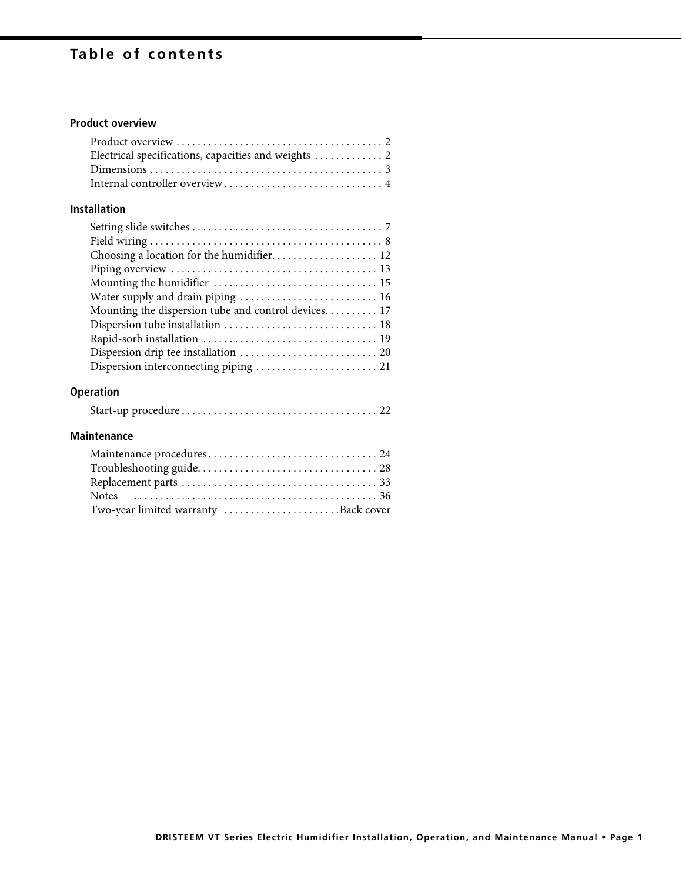# Table of contents

## Product overview

Product overview . . . . . . . . . . . . . . . . . . . . . . . . . . . . . . . . . . . . . . 2
Electrical specifications, capacities and weights . . . . . . . . . . . . 2
Dimensions . . . . . . . . . . . . . . . . . . . . . . . . . . . . . . . . . . . . . . . . . . . 3
Internal controller overview . . . . . . . . . . . . . . . . . . . . . . . . . . . . . 4

## Installation

Setting slide switches . . . . . . . . . . . . . . . . . . . . . . . . . . . . . . . . . . . 7
Field wiring . . . . . . . . . . . . . . . . . . . . . . . . . . . . . . . . . . . . . . . . . . . 8
Choosing a location for the humidifier. . . . . . . . . . . . . . . . . . . . 12
Piping overview . . . . . . . . . . . . . . . . . . . . . . . . . . . . . . . . . . . . . . 13
Mounting the humidifier . . . . . . . . . . . . . . . . . . . . . . . . . . . . . . 15
Water supply and drain piping . . . . . . . . . . . . . . . . . . . . . . . . . . 16
Mounting the dispersion tube and control devices. . . . . . . . . . 17
Dispersion tube installation . . . . . . . . . . . . . . . . . . . . . . . . . . . . 18
Rapid-sorb installation . . . . . . . . . . . . . . . . . . . . . . . . . . . . . . . . 19
Dispersion drip tee installation . . . . . . . . . . . . . . . . . . . . . . . . . . 20
Dispersion interconnecting piping . . . . . . . . . . . . . . . . . . . . . . . 21

## Operation

Start-up procedure . . . . . . . . . . . . . . . . . . . . . . . . . . . . . . . . . . . . 22

## Maintenance

Maintenance procedures . . . . . . . . . . . . . . . . . . . . . . . . . . . . . . . 24
Troubleshooting guide. . . . . . . . . . . . . . . . . . . . . . . . . . . . . . . . . 28
Replacement parts . . . . . . . . . . . . . . . . . . . . . . . . . . . . . . . . . . . . 33
Notes . . . . . . . . . . . . . . . . . . . . . . . . . . . . . . . . . . . . . . . . . . . . . . 36
Two-year limited warranty . . . . . . . . . . . . . . . . . . . . . .Back cover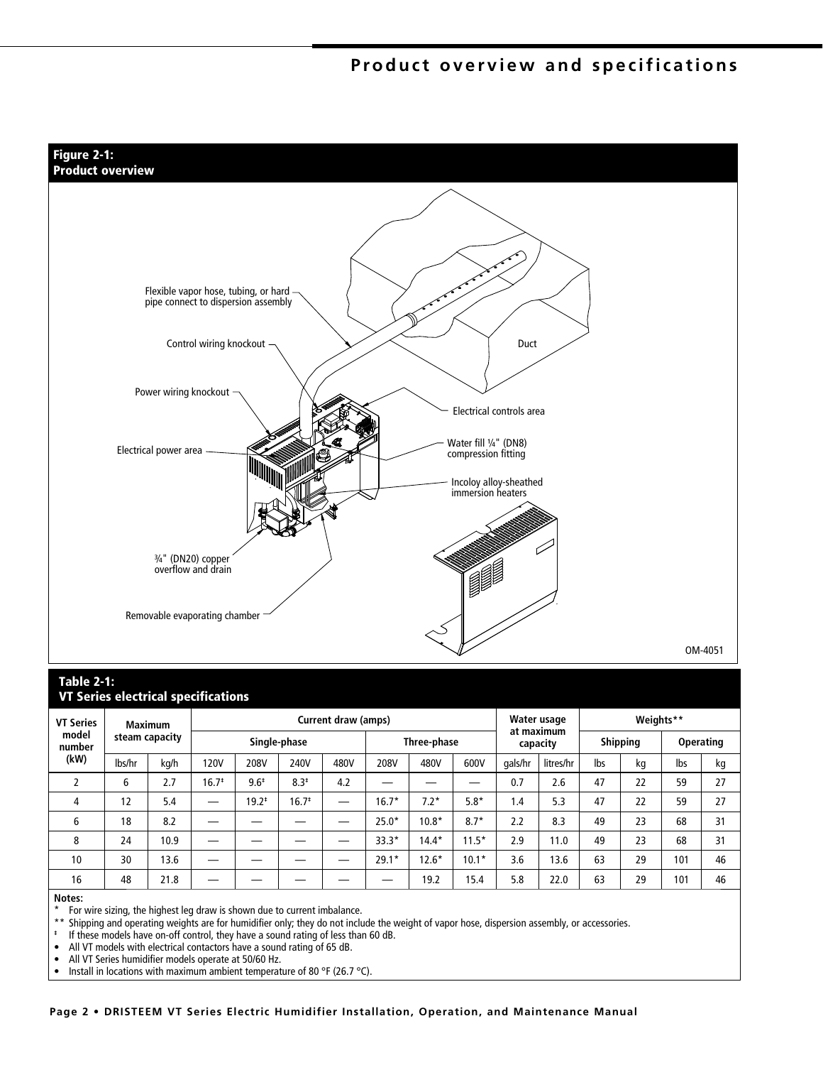## Figure 2-1: Product overview

Flexible vapor hose, tubing, or hard pipe connect to dispersion assembly

Control wiring knockout

Power wiring knockout

Electrical power area

Duct

Electrical controls area

Water fill ¼" (DN8) compression fitting

Incoloy alloy-sheathed immersion heaters

¾" (DN20) copper overflow and drain

Removable evaporating chamber

OM-4051

## Table 2-1: VT Series electrical specifications

| VT Series model number (kW) | Maximum steam capacity | | Current draw (amps) | | | | | | | Water usage at maximum capacity | | Weights** | | | |
|---|---|---|---|---|---|---|---|---|---|---|---|---|---|---|---|
| | | | Single-phase | | | | Three-phase | | | | | Shipping | | Operating | |
| | lbs/hr | kg/h | 120V | 208V | 240V | 480V | 208V | 480V | 600V | gals/hr | litres/hr | lbs | kg | lbs | kg |
| 2 | 6 | 2.7 | 16.7‡ | 9.6‡ | 8.3‡ | 4.2 | — | — | — | 0.7 | 2.6 | 47 | 22 | 59 | 27 |
| 4 | 12 | 5.4 | — | 19.2‡ | 16.7‡ | — | 16.7* | 7.2* | 5.8* | 1.4 | 5.3 | 47 | 22 | 59 | 27 |
| 6 | 18 | 8.2 | — | — | — | — | 25.0* | 10.8* | 8.7* | 2.2 | 8.3 | 49 | 23 | 68 | 31 |
| 8 | 24 | 10.9 | — | — | — | — | 33.3* | 14.4* | 11.5* | 2.9 | 11.0 | 49 | 23 | 68 | 31 |
| 10 | 30 | 13.6 | — | — | — | — | 29.1* | 12.6* | 10.1* | 3.6 | 13.6 | 63 | 29 | 101 | 46 |
| 16 | 48 | 21.8 | — | — | — | — | — | 19.2 | 15.4 | 5.8 | 22.0 | 63 | 29 | 101 | 46 |

**Notes:**

\* For wire sizing, the highest leg draw is shown due to current imbalance.

** Shipping and operating weights are for humidifier only; they do not include the weight of vapor hose, dispersion assembly, or accessories.

‡ If these models have on-off control, they have a sound rating of less than 60 dB.

- All VT models with electrical contactors have a sound rating of 65 dB.
- All VT Series humidifier models operate at 50/60 Hz.
- Install in locations with maximum ambient temperature of 80 °F (26.7 °C).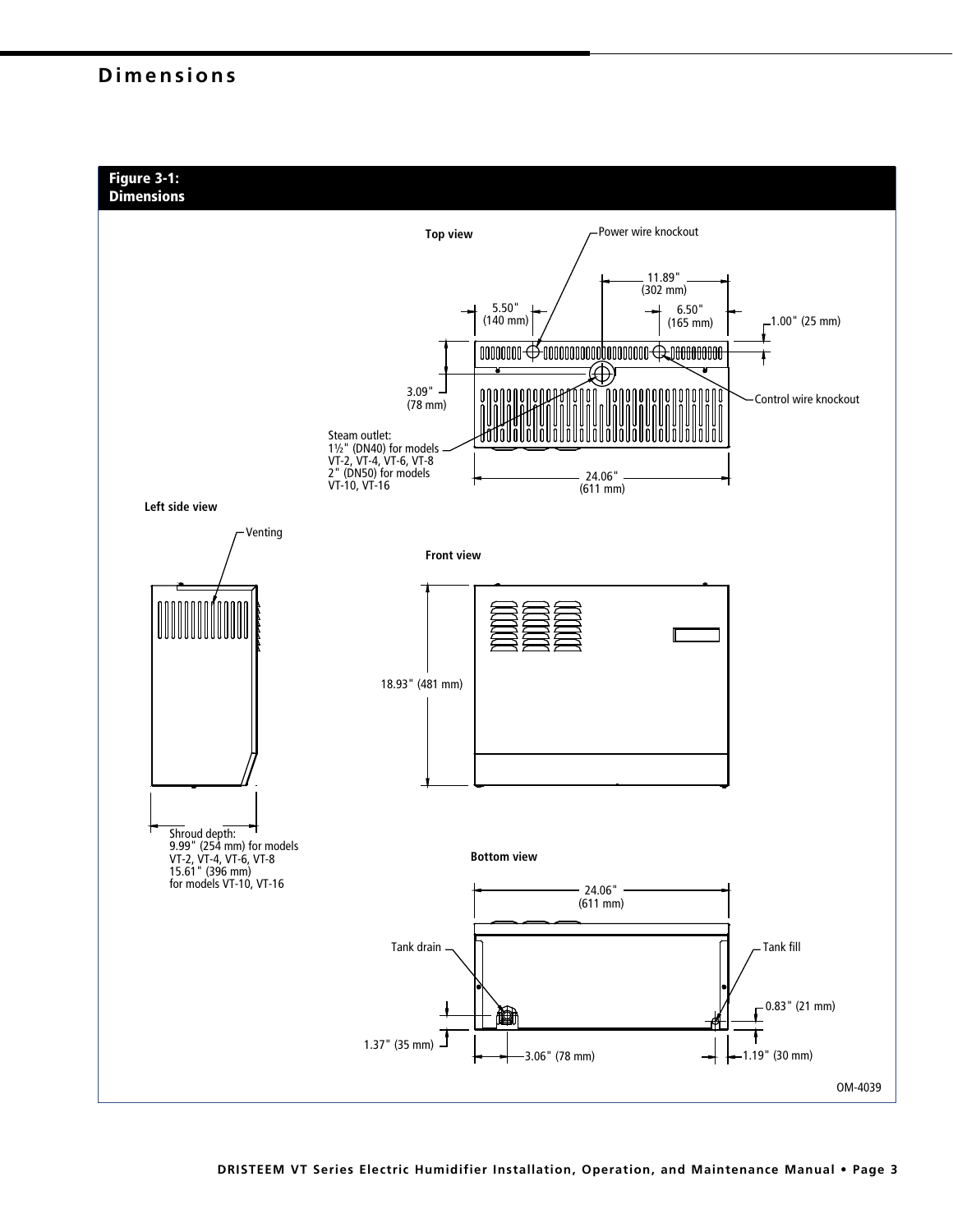# Dimensions

**Figure 3-1: Dimensions**

**Top view**

Power wire knockout

11.89" (302 mm)

5.50" (140 mm)

6.50" (165 mm)

1.00" (25 mm)

3.09" (78 mm)

Control wire knockout

Steam outlet:
1½" (DN40) for models VT-2, VT-4, VT-6, VT-8
2" (DN50) for models VT-10, VT-16

24.06" (611 mm)

**Left side view**

Venting

Shroud depth:
9.99" (254 mm) for models VT-2, VT-4, VT-6, VT-8
15.61" (396 mm) for models VT-10, VT-16

**Front view**

18.93" (481 mm)

**Bottom view**

24.06" (611 mm)

Tank drain

Tank fill

0.83" (21 mm)

1.37" (35 mm)

3.06" (78 mm)

1.19" (30 mm)

OM-4039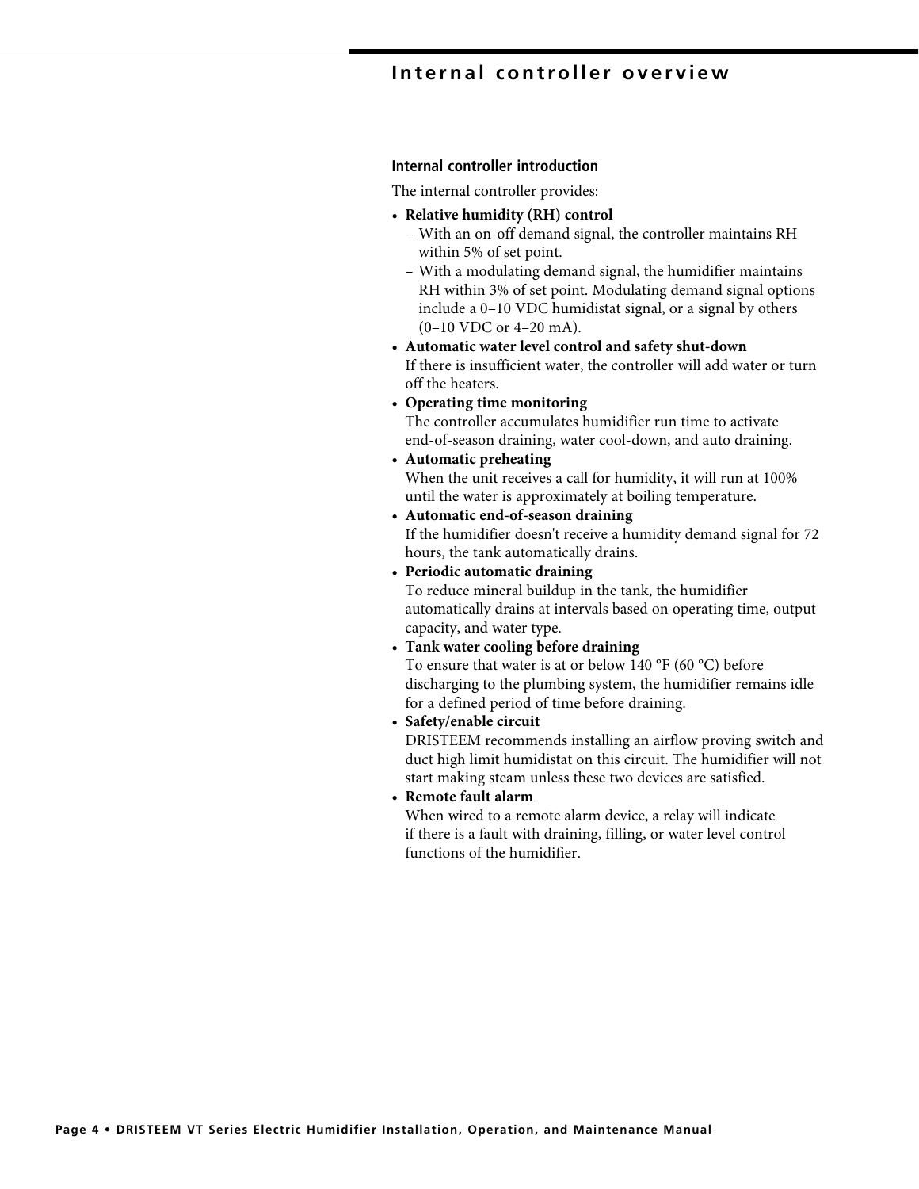# Internal controller overview

## Internal controller introduction

The internal controller provides:

- **Relative humidity (RH) control**
  - With an on-off demand signal, the controller maintains RH within 5% of set point.
  - With a modulating demand signal, the humidifier maintains RH within 3% of set point. Modulating demand signal options include a 0–10 VDC humidistat signal, or a signal by others (0–10 VDC or 4–20 mA).
- **Automatic water level control and safety shut-down**
  If there is insufficient water, the controller will add water or turn off the heaters.
- **Operating time monitoring**
  The controller accumulates humidifier run time to activate end-of-season draining, water cool-down, and auto draining.
- **Automatic preheating**
  When the unit receives a call for humidity, it will run at 100% until the water is approximately at boiling temperature.
- **Automatic end-of-season draining**
  If the humidifier doesn't receive a humidity demand signal for 72 hours, the tank automatically drains.
- **Periodic automatic draining**
  To reduce mineral buildup in the tank, the humidifier automatically drains at intervals based on operating time, output capacity, and water type.
- **Tank water cooling before draining**
  To ensure that water is at or below 140 °F (60 °C) before discharging to the plumbing system, the humidifier remains idle for a defined period of time before draining.
- **Safety/enable circuit**
  DRISTEEM recommends installing an airflow proving switch and duct high limit humidistat on this circuit. The humidifier will not start making steam unless these two devices are satisfied.
- **Remote fault alarm**
  When wired to a remote alarm device, a relay will indicate if there is a fault with draining, filling, or water level control functions of the humidifier.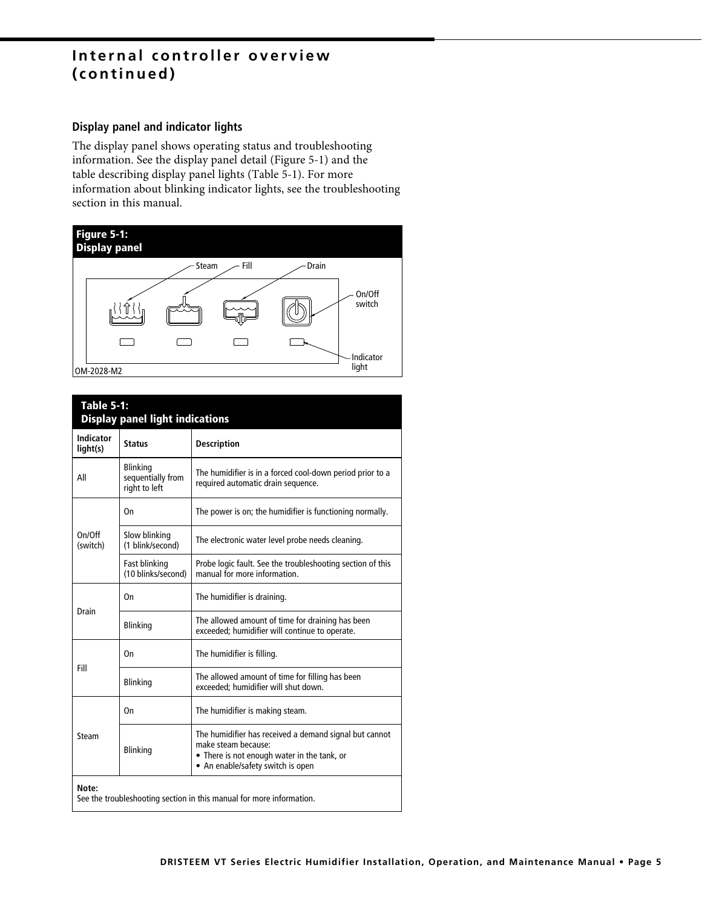# Internal controller overview (continued)

### Display panel and indicator lights

The display panel shows operating status and troubleshooting information. See the display panel detail (Figure 5-1) and the table describing display panel lights (Table 5-1). For more information about blinking indicator lights, see the troubleshooting section in this manual.

**Figure 5-1: Display panel**

Steam — Fill — Drain — On/Off switch — Indicator light

OM-2028-M2

**Table 5-1: Display panel light indications**

| Indicator light(s) | Status | Description |
|---|---|---|
| All | Blinking sequentially from right to left | The humidifier is in a forced cool-down period prior to a required automatic drain sequence. |
| On/Off (switch) | On | The power is on; the humidifier is functioning normally. |
| | Slow blinking (1 blink/second) | The electronic water level probe needs cleaning. |
| | Fast blinking (10 blinks/second) | Probe logic fault. See the troubleshooting section of this manual for more information. |
| Drain | On | The humidifier is draining. |
| | Blinking | The allowed amount of time for draining has been exceeded; humidifier will continue to operate. |
| Fill | On | The humidifier is filling. |
| | Blinking | The allowed amount of time for filling has been exceeded; humidifier will shut down. |
| Steam | On | The humidifier is making steam. |
| | Blinking | The humidifier has received a demand signal but cannot make steam because:<br>• There is not enough water in the tank, or<br>• An enable/safety switch is open |

**Note:**
See the troubleshooting section in this manual for more information.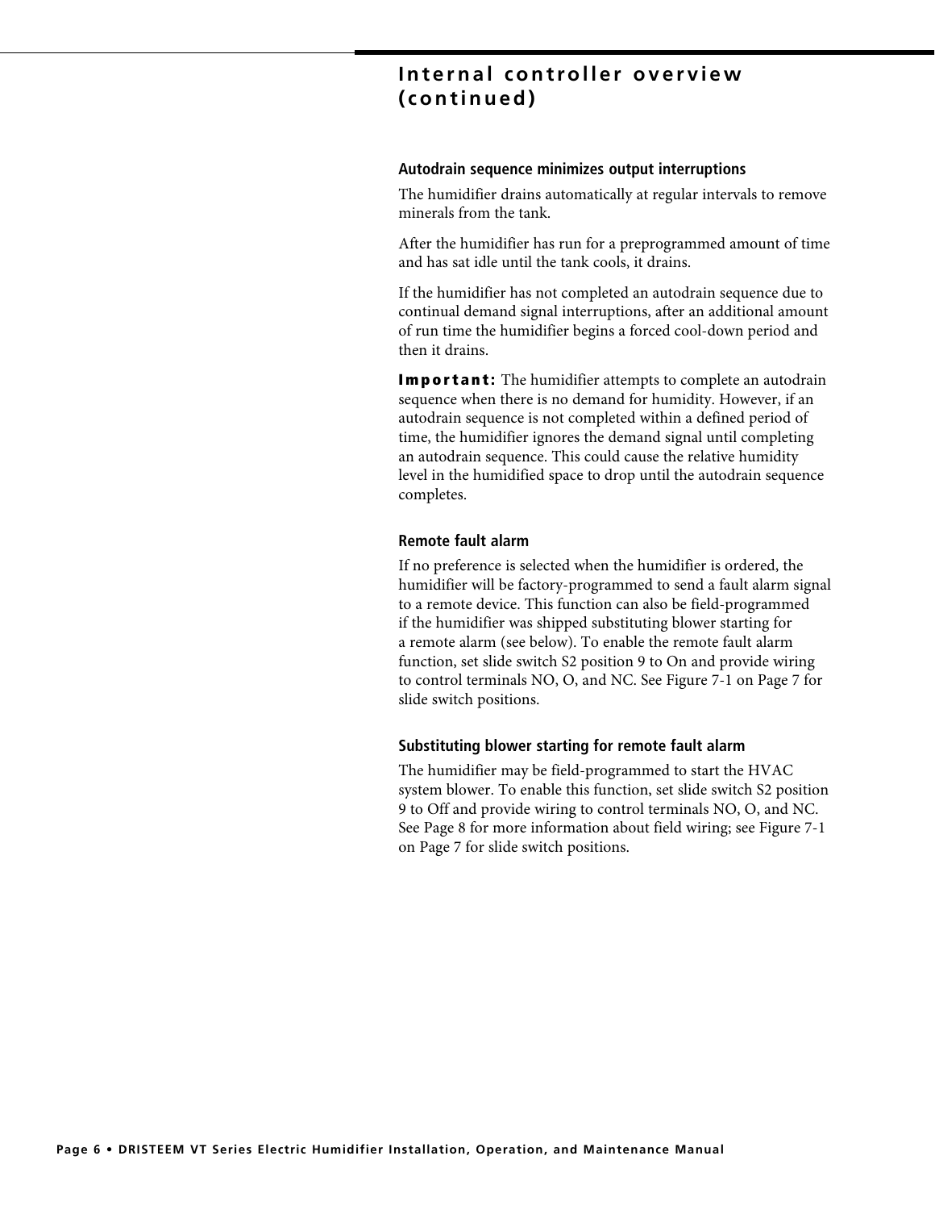## Internal controller overview (continued)

### Autodrain sequence minimizes output interruptions

The humidifier drains automatically at regular intervals to remove minerals from the tank.

After the humidifier has run for a preprogrammed amount of time and has sat idle until the tank cools, it drains.

If the humidifier has not completed an autodrain sequence due to continual demand signal interruptions, after an additional amount of run time the humidifier begins a forced cool-down period and then it drains.

**Important:** The humidifier attempts to complete an autodrain sequence when there is no demand for humidity. However, if an autodrain sequence is not completed within a defined period of time, the humidifier ignores the demand signal until completing an autodrain sequence. This could cause the relative humidity level in the humidified space to drop until the autodrain sequence completes.

### Remote fault alarm

If no preference is selected when the humidifier is ordered, the humidifier will be factory-programmed to send a fault alarm signal to a remote device. This function can also be field-programmed if the humidifier was shipped substituting blower starting for a remote alarm (see below). To enable the remote fault alarm function, set slide switch S2 position 9 to On and provide wiring to control terminals NO, O, and NC. See Figure 7-1 on Page 7 for slide switch positions.

### Substituting blower starting for remote fault alarm

The humidifier may be field-programmed to start the HVAC system blower. To enable this function, set slide switch S2 position 9 to Off and provide wiring to control terminals NO, O, and NC. See Page 8 for more information about field wiring; see Figure 7-1 on Page 7 for slide switch positions.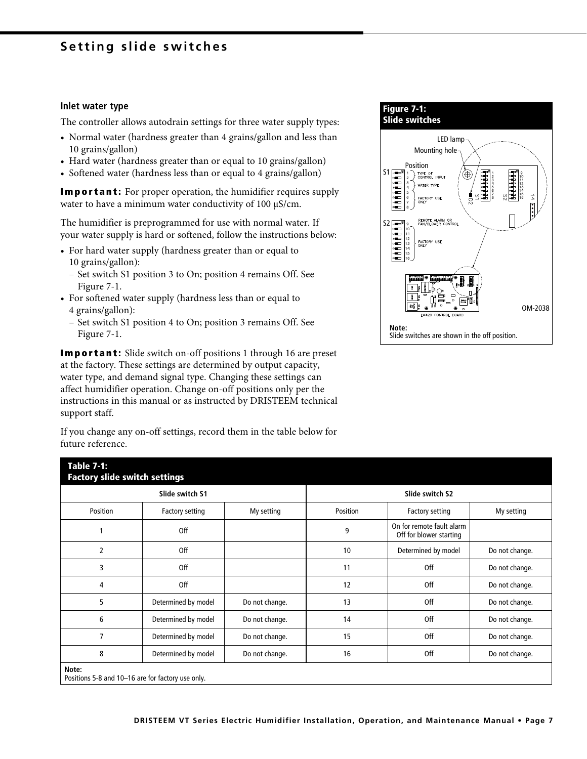## Setting slide switches

### Inlet water type

The controller allows autodrain settings for three water supply types:

- Normal water (hardness greater than 4 grains/gallon and less than 10 grains/gallon)
- Hard water (hardness greater than or equal to 10 grains/gallon)
- Softened water (hardness less than or equal to 4 grains/gallon)

**Important:** For proper operation, the humidifier requires supply water to have a minimum water conductivity of 100 µS/cm.

The humidifier is preprogrammed for use with normal water. If your water supply is hard or softened, follow the instructions below:

- For hard water supply (hardness greater than or equal to 10 grains/gallon):
  - Set switch S1 position 3 to On; position 4 remains Off. See Figure 7-1.
- For softened water supply (hardness less than or equal to 4 grains/gallon):
  - Set switch S1 position 4 to On; position 3 remains Off. See Figure 7-1.

**Important:** Slide switch on-off positions 1 through 16 are preset at the factory. These settings are determined by output capacity, water type, and demand signal type. Changing these settings can affect humidifier operation. Change on-off positions only per the instructions in this manual or as instructed by DRISTEEM technical support staff.

If you change any on-off settings, record them in the table below for future reference.

**Figure 7-1: Slide switches**

LED lamp, Mounting hole, Position, S1 (1, 2 Type of control input; 3, 4 Water type; 5–8 Factory use only), S2 (9 Remote alarm or fan/blower control; 10–16 Factory use only), D2, LW420 Control Board, OM-2038

**Note:** Slide switches are shown in the off position.

**Table 7-1: Factory slide switch settings**

| Slide switch S1 | | | Slide switch S2 | | |
|---|---|---|---|---|---|
| Position | Factory setting | My setting | Position | Factory setting | My setting |
| 1 | Off | | 9 | On for remote fault alarm Off for blower starting | |
| 2 | Off | | 10 | Determined by model | Do not change. |
| 3 | Off | | 11 | Off | Do not change. |
| 4 | Off | | 12 | Off | Do not change. |
| 5 | Determined by model | Do not change. | 13 | Off | Do not change. |
| 6 | Determined by model | Do not change. | 14 | Off | Do not change. |
| 7 | Determined by model | Do not change. | 15 | Off | Do not change. |
| 8 | Determined by model | Do not change. | 16 | Off | Do not change. |

**Note:** Positions 5-8 and 10–16 are for factory use only.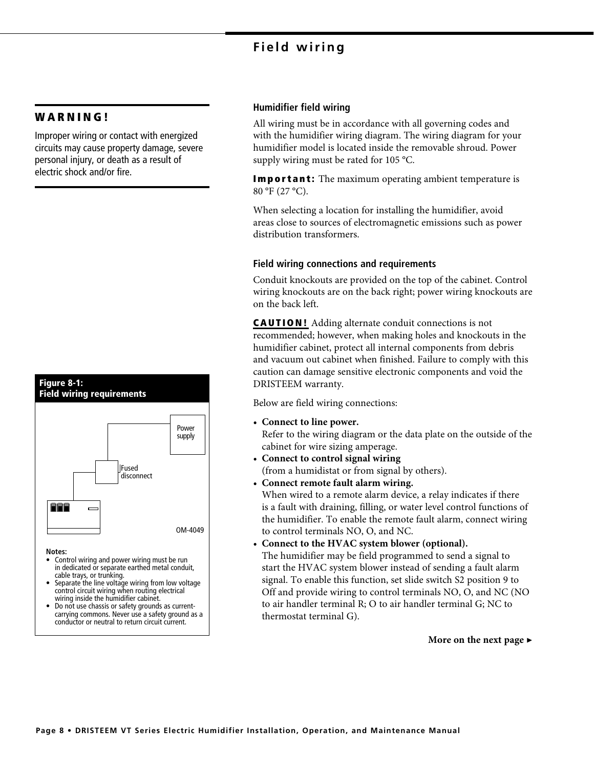# Field wiring

**WARNING!**

Improper wiring or contact with energized circuits may cause property damage, severe personal injury, or death as a result of electric shock and/or fire.

### Humidifier field wiring

All wiring must be in accordance with all governing codes and with the humidifier wiring diagram. The wiring diagram for your humidifier model is located inside the removable shroud. Power supply wiring must be rated for 105 °C.

**Important:** The maximum operating ambient temperature is 80 °F (27 °C).

When selecting a location for installing the humidifier, avoid areas close to sources of electromagnetic emissions such as power distribution transformers.

### Field wiring connections and requirements

Conduit knockouts are provided on the top of the cabinet. Control wiring knockouts are on the back right; power wiring knockouts are on the back left.

**CAUTION!** Adding alternate conduit connections is not recommended; however, when making holes and knockouts in the humidifier cabinet, protect all internal components from debris and vacuum out cabinet when finished. Failure to comply with this caution can damage sensitive electronic components and void the DRISTEEM warranty.

Below are field wiring connections:

- **Connect to line power.**
  Refer to the wiring diagram or the data plate on the outside of the cabinet for wire sizing amperage.
- **Connect to control signal wiring**
  (from a humidistat or from signal by others).
- **Connect remote fault alarm wiring.**
  When wired to a remote alarm device, a relay indicates if there is a fault with draining, filling, or water level control functions of the humidifier. To enable the remote fault alarm, connect wiring to control terminals NO, O, and NC.
- **Connect to the HVAC system blower (optional).**
  The humidifier may be field programmed to send a signal to start the HVAC system blower instead of sending a fault alarm signal. To enable this function, set slide switch S2 position 9 to Off and provide wiring to control terminals NO, O, and NC (NO to air handler terminal R; O to air handler terminal G; NC to thermostat terminal G).

**More on the next page ►**

**Figure 8-1:**
**Field wiring requirements**

Power supply

Fused disconnect

OM-4049

**Notes:**

- Control wiring and power wiring must be run in dedicated or separate earthed metal conduit, cable trays, or trunking.
- Separate the line voltage wiring from low voltage control circuit wiring when routing electrical wiring inside the humidifier cabinet.
- Do not use chassis or safety grounds as current-carrying commons. Never use a safety ground as a conductor or neutral to return circuit current.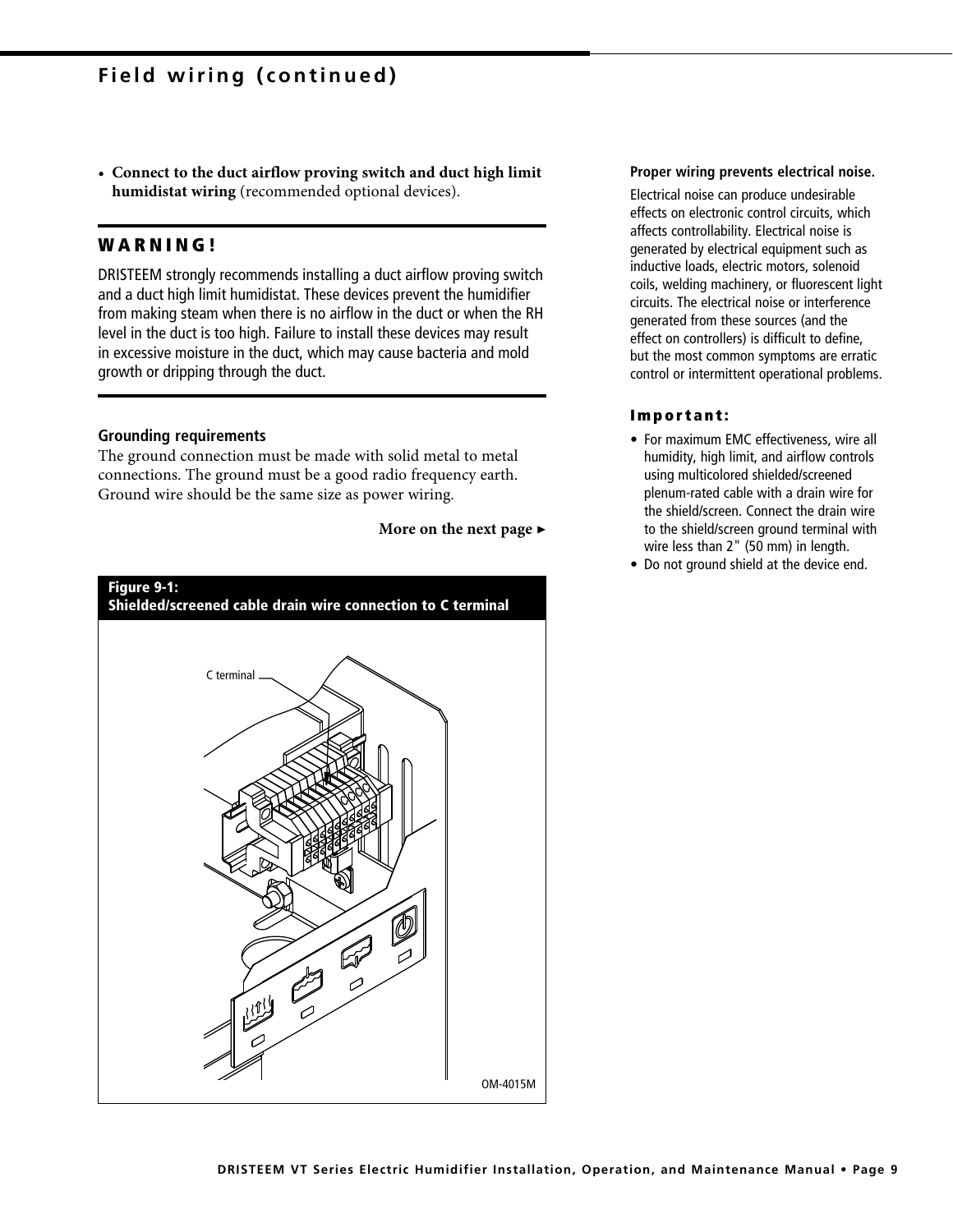## Field wiring (continued)

- **Connect to the duct airflow proving switch and duct high limit humidistat wiring** (recommended optional devices).

### WARNING!

DRISTEEM strongly recommends installing a duct airflow proving switch and a duct high limit humidistat. These devices prevent the humidifier from making steam when there is no airflow in the duct or when the RH level in the duct is too high. Failure to install these devices may result in excessive moisture in the duct, which may cause bacteria and mold growth or dripping through the duct.

**Grounding requirements**

The ground connection must be made with solid metal to metal connections. The ground must be a good radio frequency earth. Ground wire should be the same size as power wiring.

**More on the next page ▸**

**Figure 9-1:**
**Shielded/screened cable drain wire connection to C terminal**

C terminal

OM-4015M

**Proper wiring prevents electrical noise.**

Electrical noise can produce undesirable effects on electronic control circuits, which affects controllability. Electrical noise is generated by electrical equipment such as inductive loads, electric motors, solenoid coils, welding machinery, or fluorescent light circuits. The electrical noise or interference generated from these sources (and the effect on controllers) is difficult to define, but the most common symptoms are erratic control or intermittent operational problems.

### Important:

- For maximum EMC effectiveness, wire all humidity, high limit, and airflow controls using multicolored shielded/screened plenum-rated cable with a drain wire for the shield/screen. Connect the drain wire to the shield/screen ground terminal with wire less than 2" (50 mm) in length.
- Do not ground shield at the device end.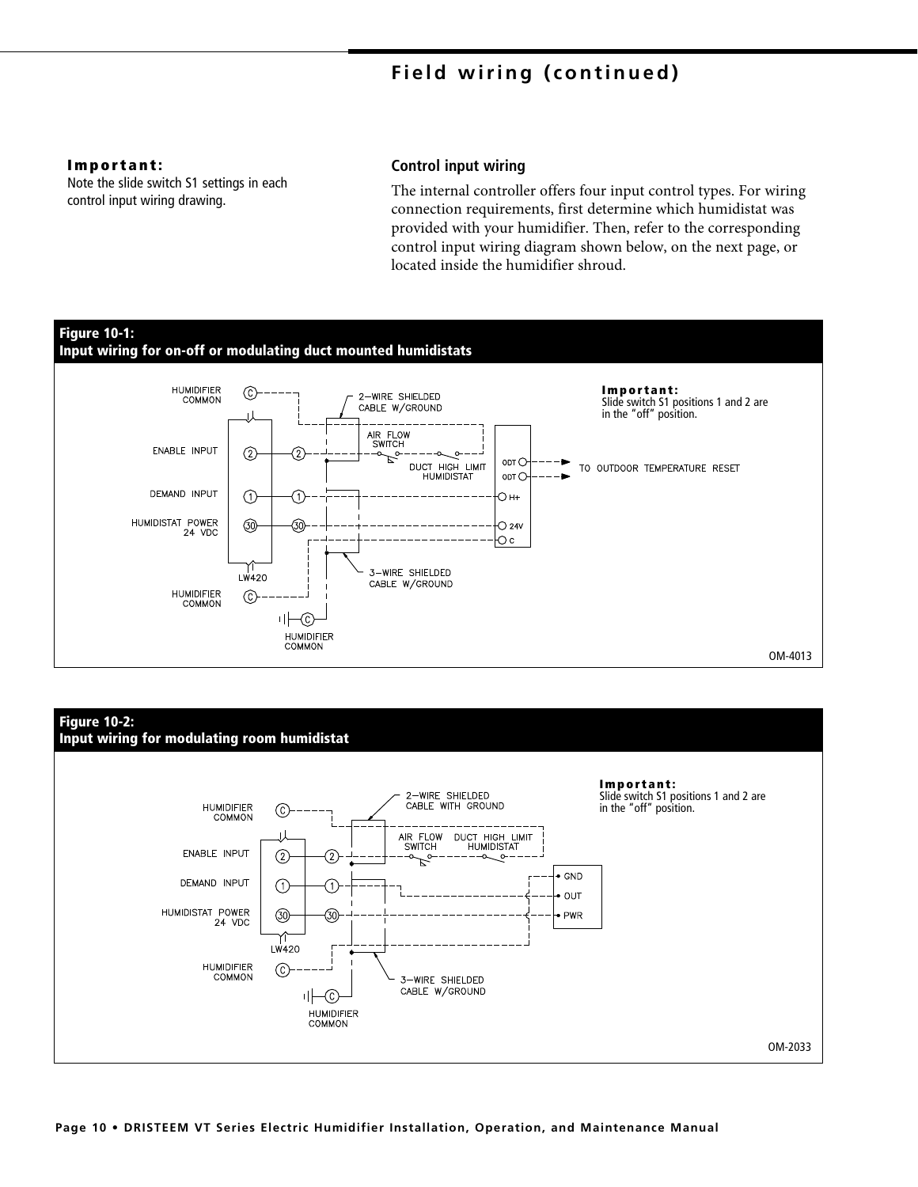# Field wiring (continued)

**Important:**
Note the slide switch S1 settings in each control input wiring drawing.

## Control input wiring

The internal controller offers four input control types. For wiring connection requirements, first determine which humidistat was provided with your humidifier. Then, refer to the corresponding control input wiring diagram shown below, on the next page, or located inside the humidifier shroud.

**Figure 10-1:**
**Input wiring for on-off or modulating duct mounted humidistats**

**Important:**
Slide switch S1 positions 1 and 2 are in the "off" position.

HUMIDIFIER COMMON
ENABLE INPUT
DEMAND INPUT
HUMIDISTAT POWER 24 VDC
LW420
2–WIRE SHIELDED CABLE W/GROUND
AIR FLOW SWITCH
DUCT HIGH LIMIT HUMIDISTAT
ODT
ODT
H+
24V
C
TO OUTDOOR TEMPERATURE RESET
3–WIRE SHIELDED CABLE W/GROUND

OM-4013

**Figure 10-2:**
**Input wiring for modulating room humidistat**

**Important:**
Slide switch S1 positions 1 and 2 are in the "off" position.

HUMIDIFIER COMMON
ENABLE INPUT
DEMAND INPUT
HUMIDISTAT POWER 24 VDC
LW420
2–WIRE SHIELDED CABLE WITH GROUND
AIR FLOW SWITCH
DUCT HIGH LIMIT HUMIDISTAT
GND
OUT
PWR
3–WIRE SHIELDED CABLE W/GROUND

OM-2033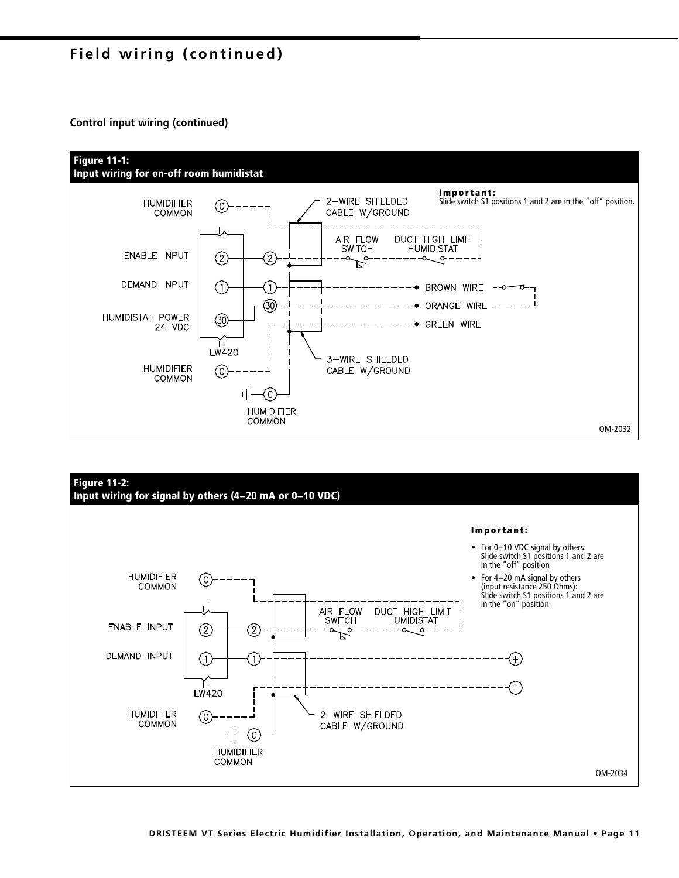# Field wiring (continued)

### Control input wiring (continued)

**Figure 11-1:**
**Input wiring for on-off room humidistat**

**Important:**
Slide switch S1 positions 1 and 2 are in the "off" position.

HUMIDIFIER COMMON
ENABLE INPUT
DEMAND INPUT
HUMIDISTAT POWER 24 VDC
HUMIDIFIER COMMON
LW420
2-WIRE SHIELDED CABLE W/GROUND
AIR FLOW SWITCH
DUCT HIGH LIMIT HUMIDISTAT
BROWN WIRE
ORANGE WIRE
GREEN WIRE
3-WIRE SHIELDED CABLE W/GROUND
HUMIDIFIER COMMON

OM-2032

**Figure 11-2:**
**Input wiring for signal by others (4–20 mA or 0–10 VDC)**

**Important:**

- For 0–10 VDC signal by others: Slide switch S1 positions 1 and 2 are in the "off" position
- For 4–20 mA signal by others (input resistance 250 Ohms): Slide switch S1 positions 1 and 2 are in the "on" position

HUMIDIFIER COMMON
ENABLE INPUT
DEMAND INPUT
LW420
HUMIDIFIER COMMON
AIR FLOW SWITCH
DUCT HIGH LIMIT HUMIDISTAT
2-WIRE SHIELDED CABLE W/GROUND
HUMIDIFIER COMMON

OM-2034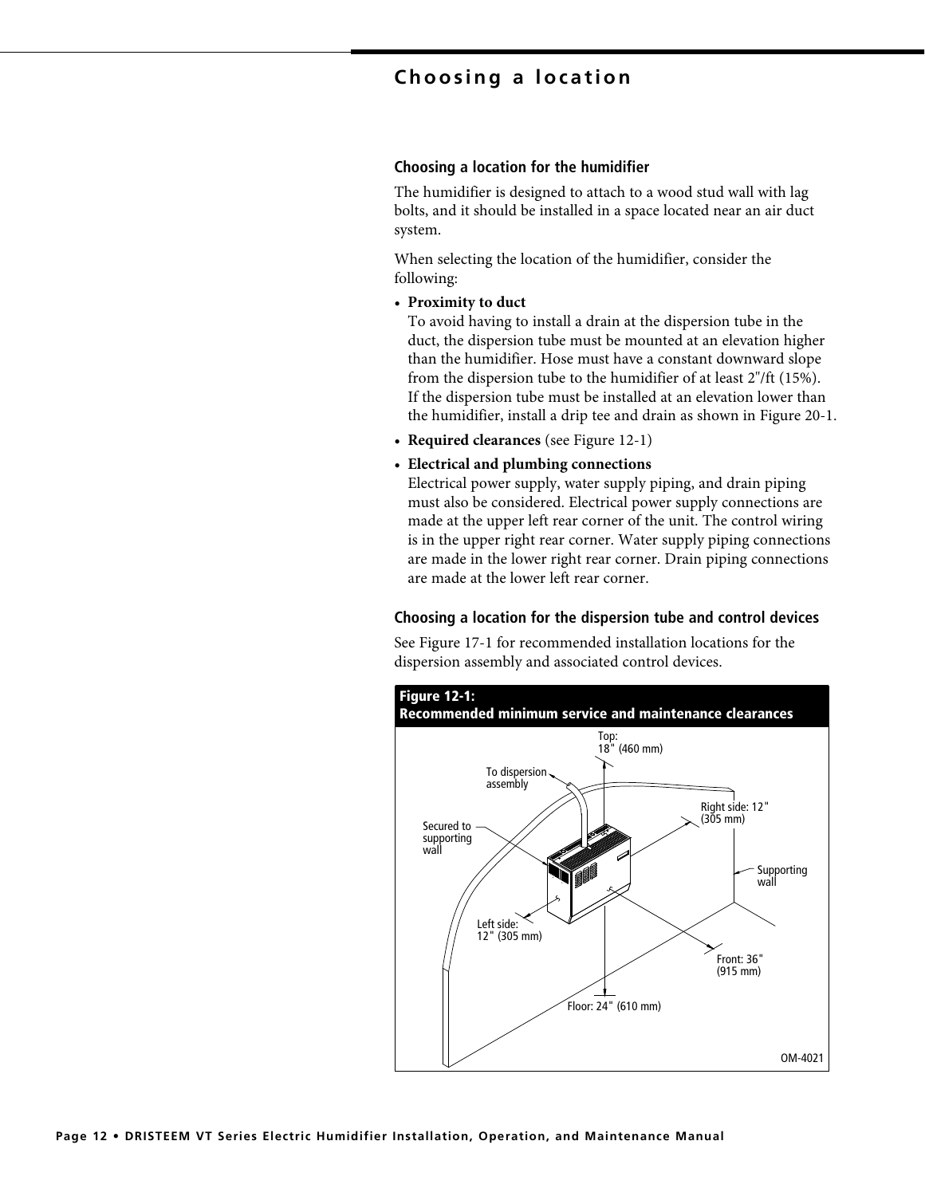# Choosing a location

## Choosing a location for the humidifier

The humidifier is designed to attach to a wood stud wall with lag bolts, and it should be installed in a space located near an air duct system.

When selecting the location of the humidifier, consider the following:

- **Proximity to duct**
  To avoid having to install a drain at the dispersion tube in the duct, the dispersion tube must be mounted at an elevation higher than the humidifier. Hose must have a constant downward slope from the dispersion tube to the humidifier of at least 2"/ft (15%). If the dispersion tube must be installed at an elevation lower than the humidifier, install a drip tee and drain as shown in Figure 20-1.
- **Required clearances** (see Figure 12-1)
- **Electrical and plumbing connections**
  Electrical power supply, water supply piping, and drain piping must also be considered. Electrical power supply connections are made at the upper left rear corner of the unit. The control wiring is in the upper right rear corner. Water supply piping connections are made in the lower right rear corner. Drain piping connections are made at the lower left rear corner.

## Choosing a location for the dispersion tube and control devices

See Figure 17-1 for recommended installation locations for the dispersion assembly and associated control devices.

**Figure 12-1:**
**Recommended minimum service and maintenance clearances**

Top: 18" (460 mm)
To dispersion assembly
Secured to supporting wall
Right side: 12" (305 mm)
Supporting wall
Left side: 12" (305 mm)
Front: 36" (915 mm)
Floor: 24" (610 mm)

OM-4021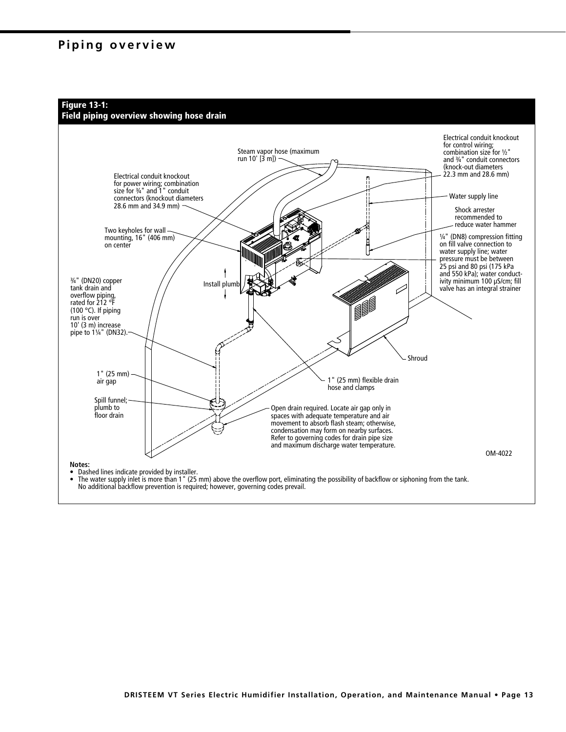# Piping overview

**Figure 13-1:**
**Field piping overview showing hose drain**

Electrical conduit knockout for control wiring; combination size for ½" and ¾" conduit connectors (knock-out diameters 22.3 mm and 28.6 mm)

Steam vapor hose (maximum run 10' [3 m])

Electrical conduit knockout for power wiring; combination size for ¾" and 1" conduit connectors (knockout diameters 28.6 mm and 34.9 mm)

Water supply line

Shock arrester recommended to reduce water hammer

Two keyholes for wall mounting, 16" (406 mm) on center

¼" (DN8) compression fitting on fill valve connection to water supply line; water pressure must be between 25 psi and 80 psi (175 kPa and 550 kPa); water conductivity minimum 100 µS/cm; fill valve has an integral strainer

¾" (DN20) copper tank drain and overflow piping, rated for 212 °F (100 °C). If piping run is over 10' (3 m) increase pipe to 1¼" (DN32).

Install plumb

Shroud

1" (25 mm) air gap

1" (25 mm) flexible drain hose and clamps

Spill funnel; plumb to floor drain

Open drain required. Locate air gap only in spaces with adequate temperature and air movement to absorb flash steam; otherwise, condensation may form on nearby surfaces. Refer to governing codes for drain pipe size and maximum discharge water temperature.

OM-4022

**Notes:**

- Dashed lines indicate provided by installer.
- The water supply inlet is more than 1" (25 mm) above the overflow port, eliminating the possibility of backflow or siphoning from the tank. No additional backflow prevention is required; however, governing codes prevail.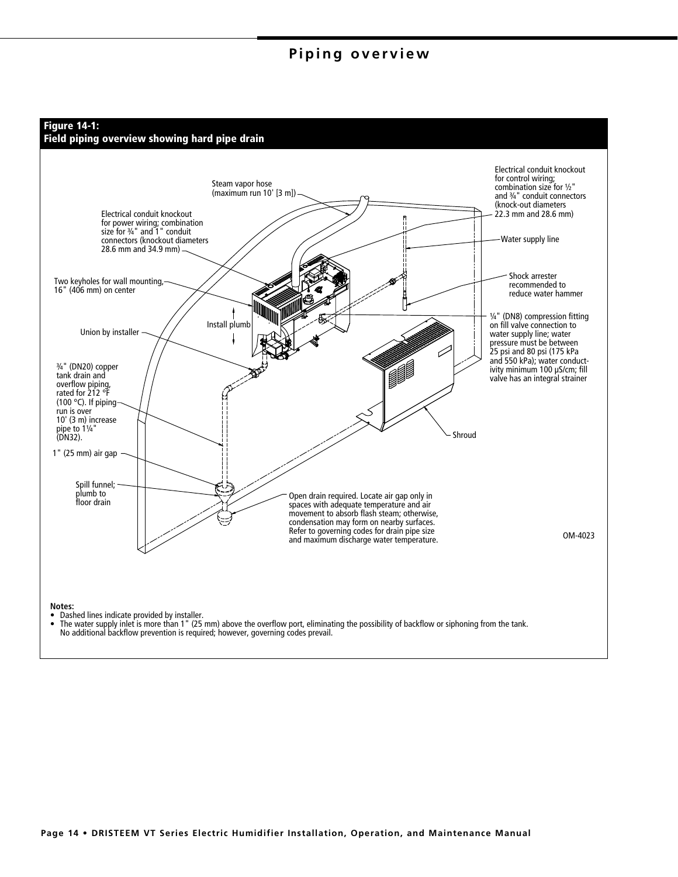# Piping overview

**Figure 14-1:**
**Field piping overview showing hard pipe drain**

Steam vapor hose (maximum run 10' [3 m])

Electrical conduit knockout for control wiring; combination size for ½" and ¾" conduit connectors (knock-out diameters 22.3 mm and 28.6 mm)

Electrical conduit knockout for power wiring; combination size for ¾" and 1" conduit connectors (knockout diameters 28.6 mm and 34.9 mm)

Water supply line

Two keyholes for wall mounting, 16" (406 mm) on center

Shock arrester recommended to reduce water hammer

Install plumb

¼" (DN8) compression fitting on fill valve connection to water supply line; water pressure must be between 25 psi and 80 psi (175 kPa and 550 kPa); water conductivity minimum 100 µS/cm; fill valve has an integral strainer

Union by installer

¾" (DN20) copper tank drain and overflow piping, rated for 212 °F (100 °C). If piping run is over 10' (3 m) increase pipe to 1¼" (DN32).

Shroud

1" (25 mm) air gap

Spill funnel; plumb to floor drain

Open drain required. Locate air gap only in spaces with adequate temperature and air movement to absorb flash steam; otherwise, condensation may form on nearby surfaces. Refer to governing codes for drain pipe size and maximum discharge water temperature.

OM-4023

**Notes:**

- Dashed lines indicate provided by installer.
- The water supply inlet is more than 1" (25 mm) above the overflow port, eliminating the possibility of backflow or siphoning from the tank. No additional backflow prevention is required; however, governing codes prevail.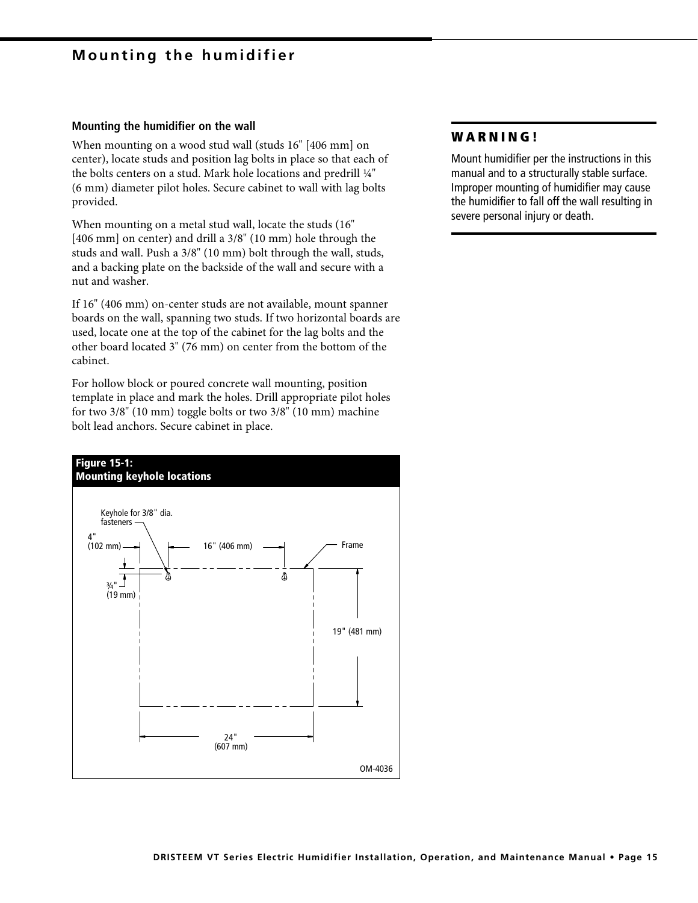# Mounting the humidifier

### Mounting the humidifier on the wall

When mounting on a wood stud wall (studs 16" [406 mm] on center), locate studs and position lag bolts in place so that each of the bolts centers on a stud. Mark hole locations and predrill ¼" (6 mm) diameter pilot holes. Secure cabinet to wall with lag bolts provided.

When mounting on a metal stud wall, locate the studs (16" [406 mm] on center) and drill a 3/8" (10 mm) hole through the studs and wall. Push a 3/8" (10 mm) bolt through the wall, studs, and a backing plate on the backside of the wall and secure with a nut and washer.

If 16" (406 mm) on-center studs are not available, mount spanner boards on the wall, spanning two studs. If two horizontal boards are used, locate one at the top of the cabinet for the lag bolts and the other board located 3" (76 mm) on center from the bottom of the cabinet.

For hollow block or poured concrete wall mounting, position template in place and mark the holes. Drill appropriate pilot holes for two 3/8" (10 mm) toggle bolts or two 3/8" (10 mm) machine bolt lead anchors. Secure cabinet in place.

**Figure 15-1:**
**Mounting keyhole locations**

Keyhole for 3/8" dia. fasteners

4" (102 mm)

16" (406 mm)

Frame

¾" (19 mm)

19" (481 mm)

24" (607 mm)

OM-4036

## WARNING!

Mount humidifier per the instructions in this manual and to a structurally stable surface. Improper mounting of humidifier may cause the humidifier to fall off the wall resulting in severe personal injury or death.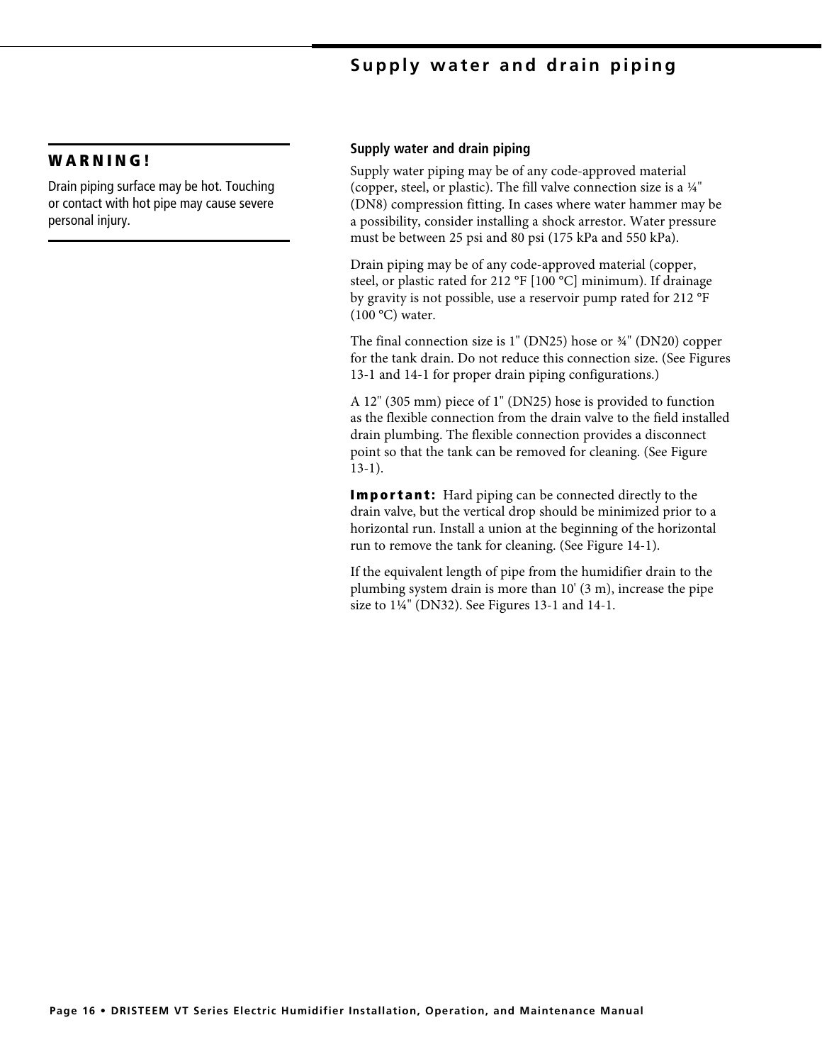**WARNING!**

Drain piping surface may be hot. Touching or contact with hot pipe may cause severe personal injury.

### Supply water and drain piping

Supply water piping may be of any code-approved material (copper, steel, or plastic). The fill valve connection size is a ¼" (DN8) compression fitting. In cases where water hammer may be a possibility, consider installing a shock arrestor. Water pressure must be between 25 psi and 80 psi (175 kPa and 550 kPa).

Drain piping may be of any code-approved material (copper, steel, or plastic rated for 212 °F [100 °C] minimum). If drainage by gravity is not possible, use a reservoir pump rated for 212 °F (100 °C) water.

The final connection size is 1" (DN25) hose or ¾" (DN20) copper for the tank drain. Do not reduce this connection size. (See Figures 13-1 and 14-1 for proper drain piping configurations.)

A 12" (305 mm) piece of 1" (DN25) hose is provided to function as the flexible connection from the drain valve to the field installed drain plumbing. The flexible connection provides a disconnect point so that the tank can be removed for cleaning. (See Figure 13-1).

**Important:** Hard piping can be connected directly to the drain valve, but the vertical drop should be minimized prior to a horizontal run. Install a union at the beginning of the horizontal run to remove the tank for cleaning. (See Figure 14-1).

If the equivalent length of pipe from the humidifier drain to the plumbing system drain is more than 10' (3 m), increase the pipe size to 1¼" (DN32). See Figures 13-1 and 14-1.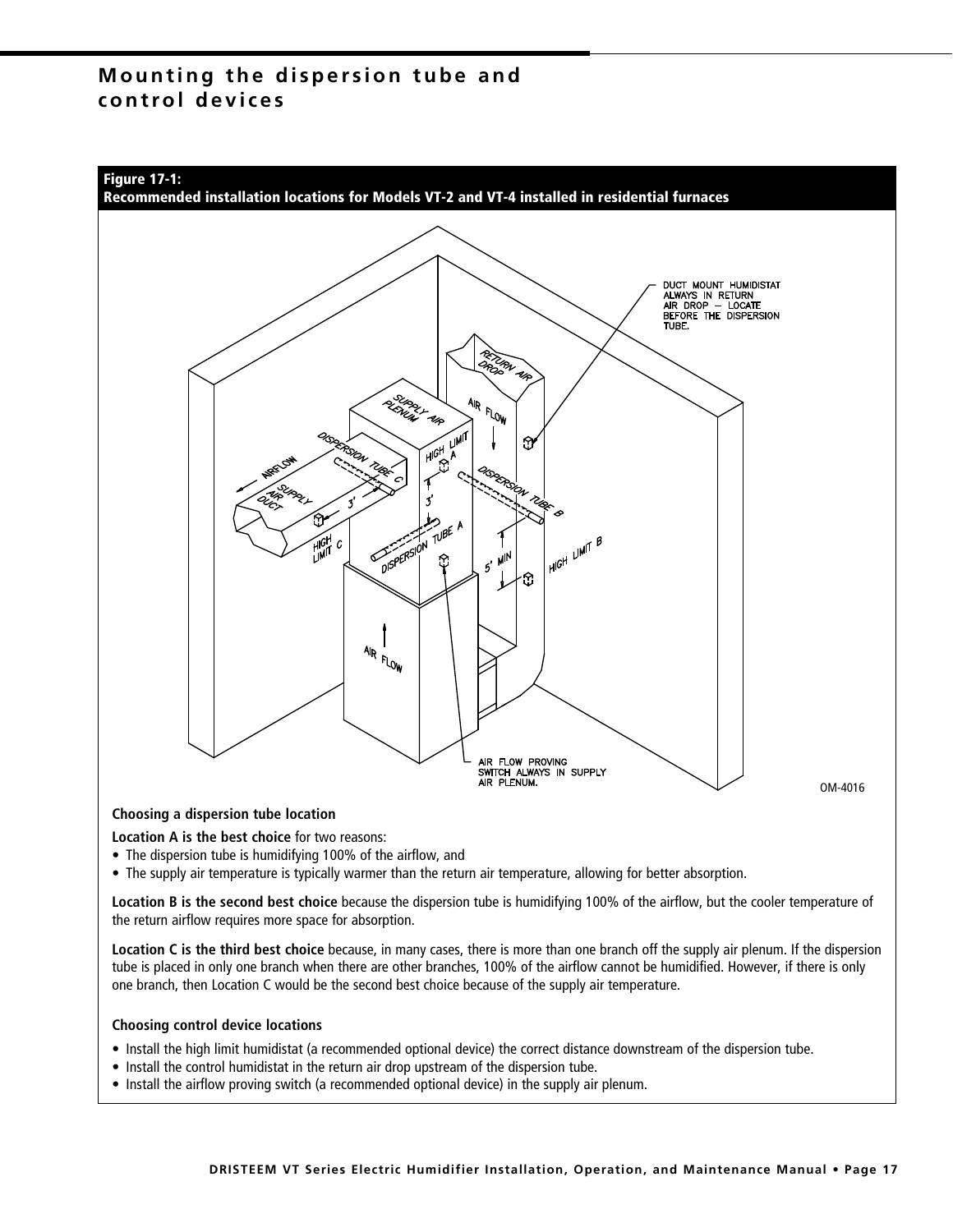# Mounting the dispersion tube and control devices

**Figure 17-1:**
**Recommended installation locations for Models VT-2 and VT-4 installed in residential furnaces**

**Choosing a dispersion tube location**

**Location A is the best choice** for two reasons:

- The dispersion tube is humidifying 100% of the airflow, and
- The supply air temperature is typically warmer than the return air temperature, allowing for better absorption.

**Location B is the second best choice** because the dispersion tube is humidifying 100% of the airflow, but the cooler temperature of the return airflow requires more space for absorption.

**Location C is the third best choice** because, in many cases, there is more than one branch off the supply air plenum. If the dispersion tube is placed in only one branch when there are other branches, 100% of the airflow cannot be humidified. However, if there is only one branch, then Location C would be the second best choice because of the supply air temperature.

**Choosing control device locations**

- Install the high limit humidistat (a recommended optional device) the correct distance downstream of the dispersion tube.
- Install the control humidistat in the return air drop upstream of the dispersion tube.
- Install the airflow proving switch (a recommended optional device) in the supply air plenum.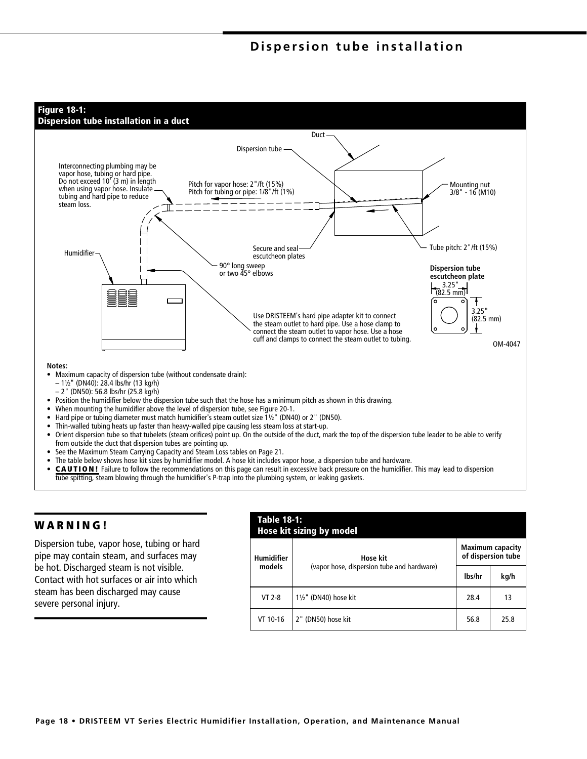# Dispersion tube installation

**Figure 18-1:**
**Dispersion tube installation in a duct**

Duct

Dispersion tube

Interconnecting plumbing may be vapor hose, tubing or hard pipe. Do not exceed 10' (3 m) in length when using vapor hose. Insulate tubing and hard pipe to reduce steam loss.

Pitch for vapor hose: 2"/ft (15%)
Pitch for tubing or pipe: 1/8"/ft (1%)

Mounting nut 3/8" - 16 (M10)

Humidifier

Secure and seal escutcheon plates

Tube pitch: 2"/ft (15%)

90° long sweep or two 45° elbows

**Dispersion tube escutcheon plate**
3.25" (82.5 mm)
3.25" (82.5 mm)

Use DRISTEEM's hard pipe adapter kit to connect the steam outlet to hard pipe. Use a hose clamp to connect the steam outlet to vapor hose. Use a hose cuff and clamps to connect the steam outlet to tubing.

OM-4047

**Notes:**

- Maximum capacity of dispersion tube (without condensate drain):
  - 1½" (DN40): 28.4 lbs/hr (13 kg/h)
  - 2" (DN50): 56.8 lbs/hr (25.8 kg/h)
- Position the humidifier below the dispersion tube such that the hose has a minimum pitch as shown in this drawing.
- When mounting the humidifier above the level of dispersion tube, see Figure 20-1.
- Hard pipe or tubing diameter must match humidifier's steam outlet size 1½" (DN40) or 2" (DN50).
- Thin-walled tubing heats up faster than heavy-walled pipe causing less steam loss at start-up.
- Orient dispersion tube so that tubelets (steam orifices) point up. On the outside of the duct, mark the top of the dispersion tube leader to be able to verify from outside the duct that dispersion tubes are pointing up.
- See the Maximum Steam Carrying Capacity and Steam Loss tables on Page 21.
- The table below shows hose kit sizes by humidifier model. A hose kit includes vapor hose, a dispersion tube and hardware.
- **CAUTION!** Failure to follow the recommendations on this page can result in excessive back pressure on the humidifier. This may lead to dispersion tube spitting, steam blowing through the humidifier's P-trap into the plumbing system, or leaking gaskets.

## WARNING!

Dispersion tube, vapor hose, tubing or hard pipe may contain steam, and surfaces may be hot. Discharged steam is not visible. Contact with hot surfaces or air into which steam has been discharged may cause severe personal injury.

**Table 18-1:**
**Hose kit sizing by model**

| Humidifier models | Hose kit (vapor hose, dispersion tube and hardware) | Maximum capacity of dispersion tube | |
|---|---|---|---|
| | | lbs/hr | kg/h |
| VT 2-8 | 1½" (DN40) hose kit | 28.4 | 13 |
| VT 10-16 | 2" (DN50) hose kit | 56.8 | 25.8 |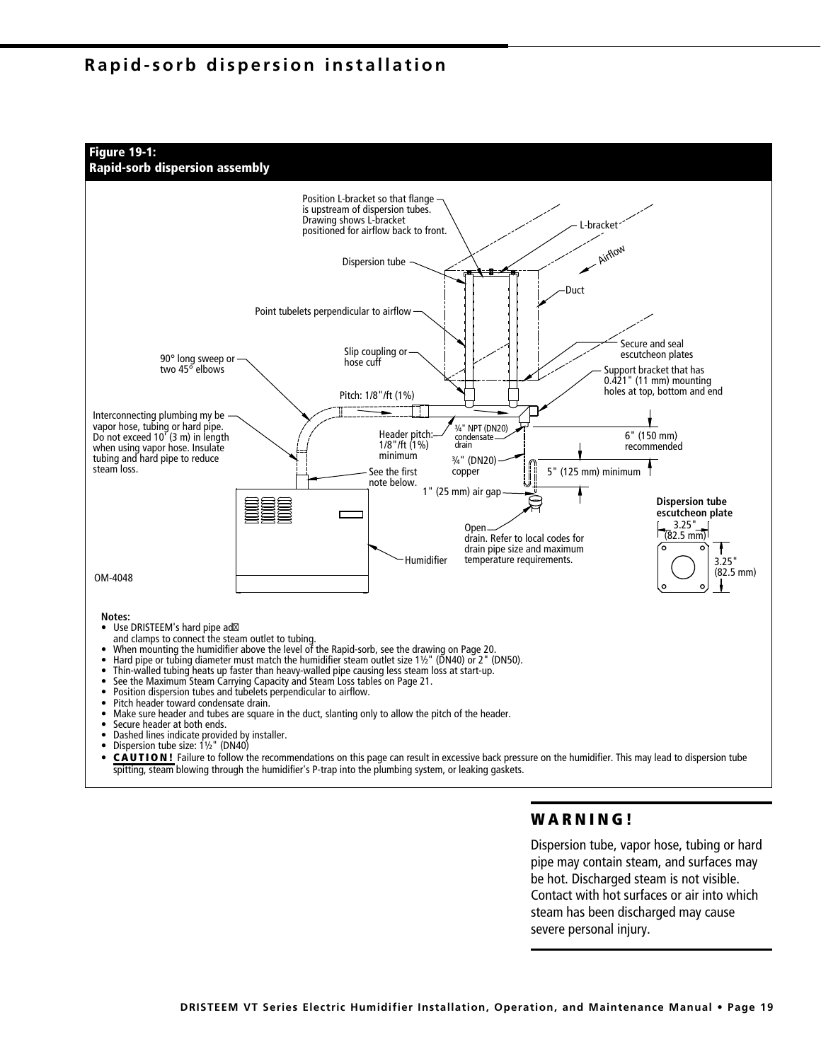# Rapid-sorb dispersion installation

**Figure 19-1:**
**Rapid-sorb dispersion assembly**

Position L-bracket so that flange is upstream of dispersion tubes. Drawing shows L-bracket positioned for airflow back to front.

L-bracket

Airflow

Dispersion tube

Duct

Point tubelets perpendicular to airflow

Slip coupling or hose cuff

Secure and seal escutcheon plates

90° long sweep or two 45° elbows

Support bracket that has 0.421" (11 mm) mounting holes at top, bottom and end

Pitch: 1/8"/ft (1%)

Interconnecting plumbing my be vapor hose, tubing or hard pipe. Do not exceed 10' (3 m) in length when using vapor hose. Insulate tubing and hard pipe to reduce steam loss.

Header pitch: 1/8"/ft (1%) minimum

¾" NPT (DN20) condensate drain

6" (150 mm) recommended

¾" (DN20) copper

See the first note below.

5" (125 mm) minimum

1" (25 mm) air gap

**Dispersion tube escutcheon plate**

3.25" (82.5 mm)

3.25" (82.5 mm)

Open drain. Refer to local codes for drain pipe size and maximum temperature requirements.

Humidifier

OM-4048

**Notes:**

- Use DRISTEEM's hard pipe ad and clamps to connect the steam outlet to tubing.
- When mounting the humidifier above the level of the Rapid-sorb, see the drawing on Page 20.
- Hard pipe or tubing diameter must match the humidifier steam outlet size 1½" (DN40) or 2" (DN50).
- Thin-walled tubing heats up faster than heavy-walled pipe causing less steam loss at start-up.
- See the Maximum Steam Carrying Capacity and Steam Loss tables on Page 21.
- Position dispersion tubes and tubelets perpendicular to airflow.
- Pitch header toward condensate drain.
- Make sure header and tubes are square in the duct, slanting only to allow the pitch of the header.
- Secure header at both ends.
- Dashed lines indicate provided by installer.
- Dispersion tube size: 1½" (DN40)
- **CAUTION!** Failure to follow the recommendations on this page can result in excessive back pressure on the humidifier. This may lead to dispersion tube spitting, steam blowing through the humidifier's P-trap into the plumbing system, or leaking gaskets.

## WARNING!

Dispersion tube, vapor hose, tubing or hard pipe may contain steam, and surfaces may be hot. Discharged steam is not visible. Contact with hot surfaces or air into which steam has been discharged may cause severe personal injury.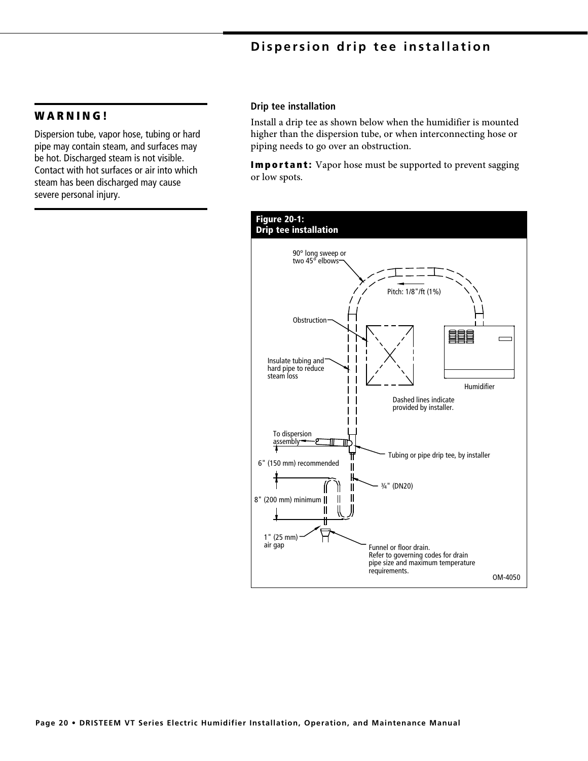# Dispersion drip tee installation

**WARNING!**

Dispersion tube, vapor hose, tubing or hard pipe may contain steam, and surfaces may be hot. Discharged steam is not visible. Contact with hot surfaces or air into which steam has been discharged may cause severe personal injury.

### Drip tee installation

Install a drip tee as shown below when the humidifier is mounted higher than the dispersion tube, or when interconnecting hose or piping needs to go over an obstruction.

**Important:** Vapor hose must be supported to prevent sagging or low spots.

**Figure 20-1:**
**Drip tee installation**

90° long sweep or two 45° elbows

Pitch: 1/8"/ft (1%)

Obstruction

Insulate tubing and hard pipe to reduce steam loss

Humidifier

Dashed lines indicate provided by installer.

To dispersion assembly

Tubing or pipe drip tee, by installer

6" (150 mm) recommended

¾" (DN20)

8" (200 mm) minimum

1" (25 mm) air gap

Funnel or floor drain. Refer to governing codes for drain pipe size and maximum temperature requirements.

OM-4050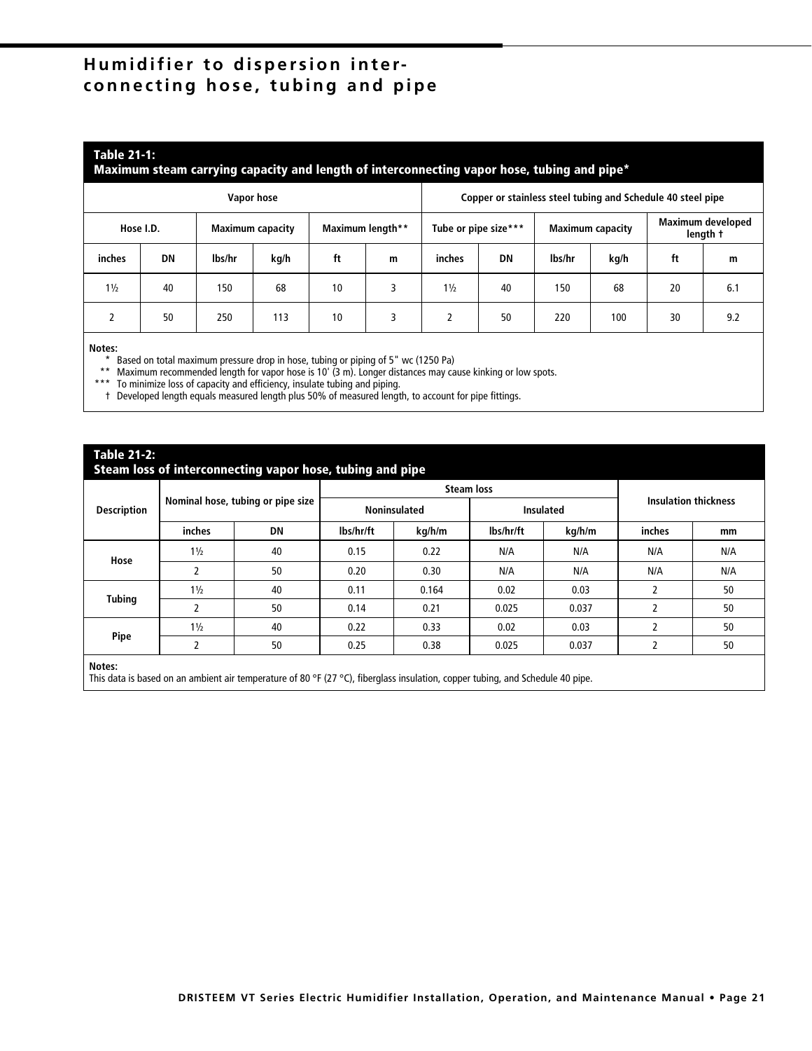# Humidifier to dispersion interconnecting hose, tubing and pipe

**Table 21-1:**
**Maximum steam carrying capacity and length of interconnecting vapor hose, tubing and pipe***

| Vapor hose | | | | | | Copper or stainless steel tubing and Schedule 40 steel pipe | | | | | |
|---|---|---|---|---|---|---|---|---|---|---|---|
| Hose I.D. | | Maximum capacity | | Maximum length** | | Tube or pipe size*** | | Maximum capacity | | Maximum developed length † | |
| inches | DN | lbs/hr | kg/h | ft | m | inches | DN | lbs/hr | kg/h | ft | m |
| 1½ | 40 | 150 | 68 | 10 | 3 | 1½ | 40 | 150 | 68 | 20 | 6.1 |
| 2 | 50 | 250 | 113 | 10 | 3 | 2 | 50 | 220 | 100 | 30 | 9.2 |

**Notes:**

\* Based on total maximum pressure drop in hose, tubing or piping of 5" wc (1250 Pa)

\*\* Maximum recommended length for vapor hose is 10' (3 m). Longer distances may cause kinking or low spots.

\*\*\* To minimize loss of capacity and efficiency, insulate tubing and piping.

† Developed length equals measured length plus 50% of measured length, to account for pipe fittings.

**Table 21-2:**
**Steam loss of interconnecting vapor hose, tubing and pipe**

| Description | Nominal hose, tubing or pipe size | | Steam loss | | | | Insulation thickness | |
|---|---|---|---|---|---|---|---|---|
| | | | Noninsulated | | Insulated | | | |
| | inches | DN | lbs/hr/ft | kg/h/m | lbs/hr/ft | kg/h/m | inches | mm |
| Hose | 1½ | 40 | 0.15 | 0.22 | N/A | N/A | N/A | N/A |
| | 2 | 50 | 0.20 | 0.30 | N/A | N/A | N/A | N/A |
| Tubing | 1½ | 40 | 0.11 | 0.164 | 0.02 | 0.03 | 2 | 50 |
| | 2 | 50 | 0.14 | 0.21 | 0.025 | 0.037 | 2 | 50 |
| Pipe | 1½ | 40 | 0.22 | 0.33 | 0.02 | 0.03 | 2 | 50 |
| | 2 | 50 | 0.25 | 0.38 | 0.025 | 0.037 | 2 | 50 |

**Notes:**

This data is based on an ambient air temperature of 80 °F (27 °C), fiberglass insulation, copper tubing, and Schedule 40 pipe.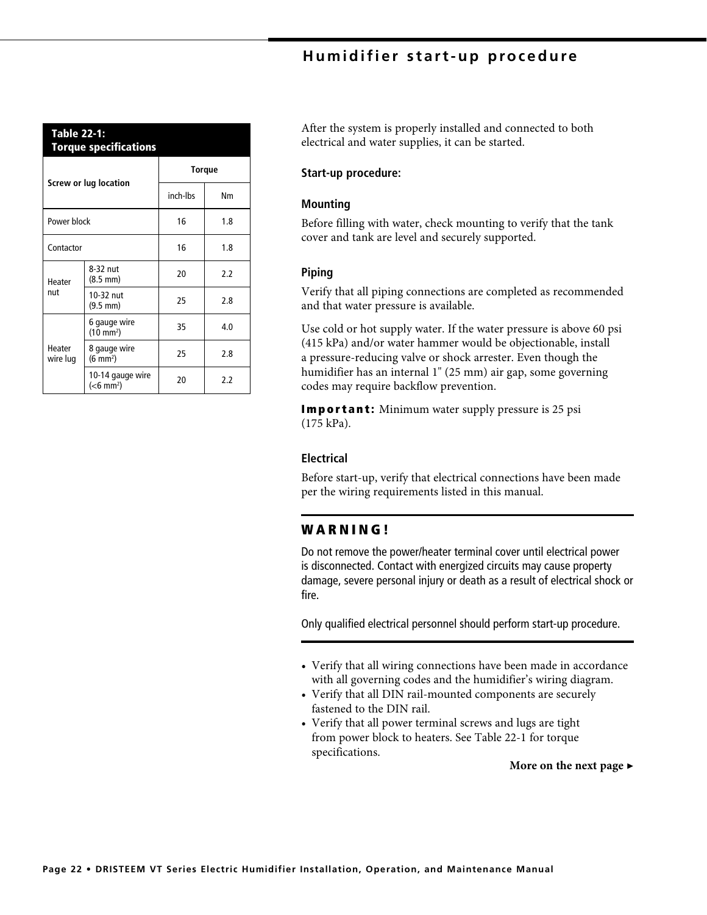# Humidifier start-up procedure

| Table 22-1: Torque specifications | | | |
|---|---|---|---|
| Screw or lug location | | Torque | |
| | | inch-lbs | Nm |
| Power block | | 16 | 1.8 |
| Contactor | | 16 | 1.8 |
| Heater nut | 8-32 nut (8.5 mm) | 20 | 2.2 |
| | 10-32 nut (9.5 mm) | 25 | 2.8 |
| Heater wire lug | 6 gauge wire (10 mm$^2$) | 35 | 4.0 |
| | 8 gauge wire (6 mm$^2$) | 25 | 2.8 |
| | 10-14 gauge wire (<6 mm$^2$) | 20 | 2.2 |

After the system is properly installed and connected to both electrical and water supplies, it can be started.

**Start-up procedure:**

### Mounting

Before filling with water, check mounting to verify that the tank cover and tank are level and securely supported.

### Piping

Verify that all piping connections are completed as recommended and that water pressure is available.

Use cold or hot supply water. If the water pressure is above 60 psi (415 kPa) and/or water hammer would be objectionable, install a pressure-reducing valve or shock arrester. Even though the humidifier has an internal 1" (25 mm) air gap, some governing codes may require backflow prevention.

**Important:** Minimum water supply pressure is 25 psi (175 kPa).

### Electrical

Before start-up, verify that electrical connections have been made per the wiring requirements listed in this manual.

**WARNING!**

Do not remove the power/heater terminal cover until electrical power is disconnected. Contact with energized circuits may cause property damage, severe personal injury or death as a result of electrical shock or fire.

Only qualified electrical personnel should perform start-up procedure.

- Verify that all wiring connections have been made in accordance with all governing codes and the humidifier's wiring diagram.
- Verify that all DIN rail-mounted components are securely fastened to the DIN rail.
- Verify that all power terminal screws and lugs are tight from power block to heaters. See Table 22-1 for torque specifications.

**More on the next page ▸**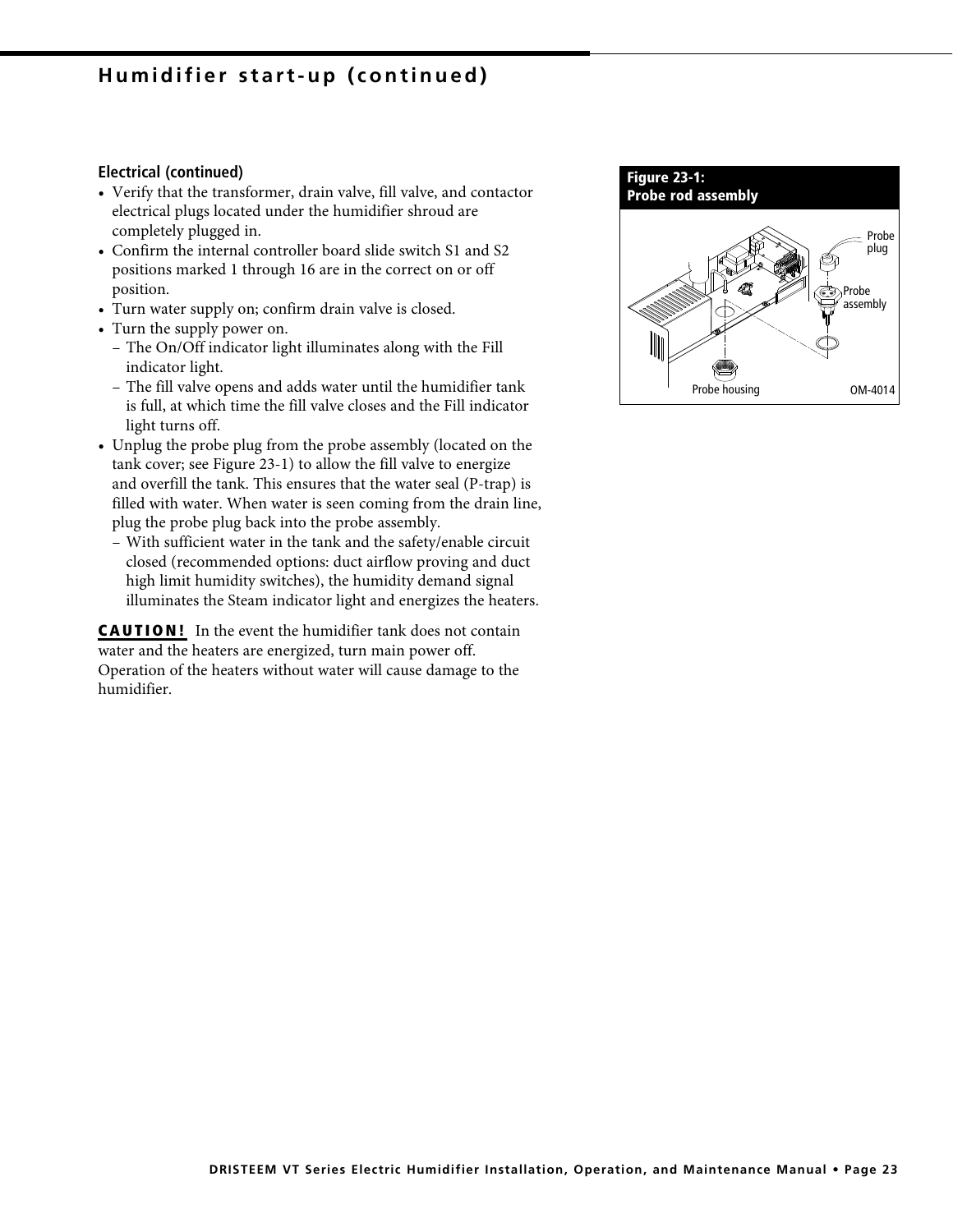## Humidifier start-up (continued)

### Electrical (continued)

- Verify that the transformer, drain valve, fill valve, and contactor electrical plugs located under the humidifier shroud are completely plugged in.
- Confirm the internal controller board slide switch S1 and S2 positions marked 1 through 16 are in the correct on or off position.
- Turn water supply on; confirm drain valve is closed.
- Turn the supply power on.
  - The On/Off indicator light illuminates along with the Fill indicator light.
  - The fill valve opens and adds water until the humidifier tank is full, at which time the fill valve closes and the Fill indicator light turns off.
- Unplug the probe plug from the probe assembly (located on the tank cover; see Figure 23-1) to allow the fill valve to energize and overfill the tank. This ensures that the water seal (P-trap) is filled with water. When water is seen coming from the drain line, plug the probe plug back into the probe assembly.
  - With sufficient water in the tank and the safety/enable circuit closed (recommended options: duct airflow proving and duct high limit humidity switches), the humidity demand signal illuminates the Steam indicator light and energizes the heaters.

**CAUTION!** In the event the humidifier tank does not contain water and the heaters are energized, turn main power off. Operation of the heaters without water will cause damage to the humidifier.

**Figure 23-1: Probe rod assembly**

Probe plug
Probe assembly
Probe housing
OM-4014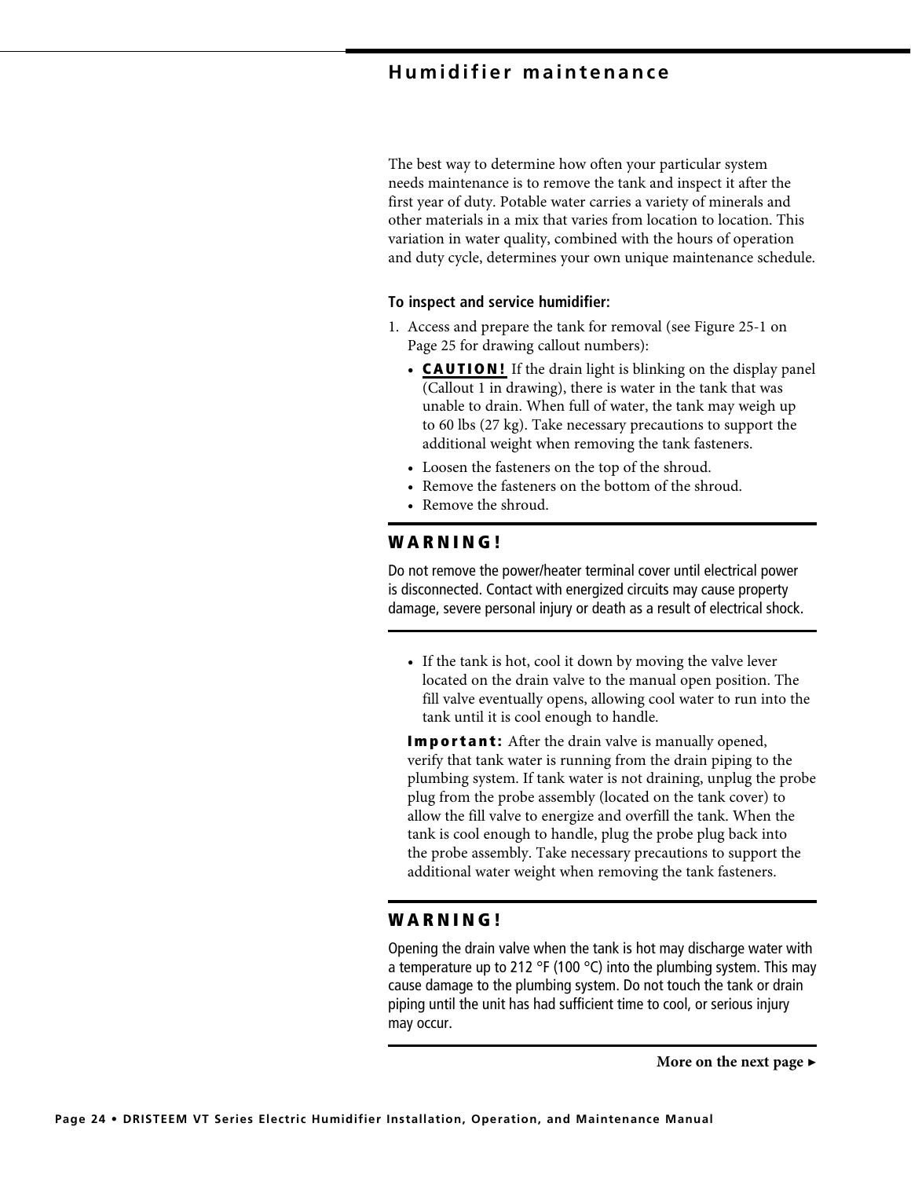# Humidifier maintenance

The best way to determine how often your particular system needs maintenance is to remove the tank and inspect it after the first year of duty. Potable water carries a variety of minerals and other materials in a mix that varies from location to location. This variation in water quality, combined with the hours of operation and duty cycle, determines your own unique maintenance schedule.

**To inspect and service humidifier:**

1. Access and prepare the tank for removal (see Figure 25-1 on Page 25 for drawing callout numbers):
   - **CAUTION!** If the drain light is blinking on the display panel (Callout 1 in drawing), there is water in the tank that was unable to drain. When full of water, the tank may weigh up to 60 lbs (27 kg). Take necessary precautions to support the additional weight when removing the tank fasteners.
   - Loosen the fasteners on the top of the shroud.
   - Remove the fasteners on the bottom of the shroud.
   - Remove the shroud.

---

**WARNING!**

Do not remove the power/heater terminal cover until electrical power is disconnected. Contact with energized circuits may cause property damage, severe personal injury or death as a result of electrical shock.

---

   - If the tank is hot, cool it down by moving the valve lever located on the drain valve to the manual open position. The fill valve eventually opens, allowing cool water to run into the tank until it is cool enough to handle.

   **Important:** After the drain valve is manually opened, verify that tank water is running from the drain piping to the plumbing system. If tank water is not draining, unplug the probe plug from the probe assembly (located on the tank cover) to allow the fill valve to energize and overfill the tank. When the tank is cool enough to handle, plug the probe plug back into the probe assembly. Take necessary precautions to support the additional water weight when removing the tank fasteners.

---

**WARNING!**

Opening the drain valve when the tank is hot may discharge water with a temperature up to 212 °F (100 °C) into the plumbing system. This may cause damage to the plumbing system. Do not touch the tank or drain piping until the unit has had sufficient time to cool, or serious injury may occur.

---

**More on the next page ▸**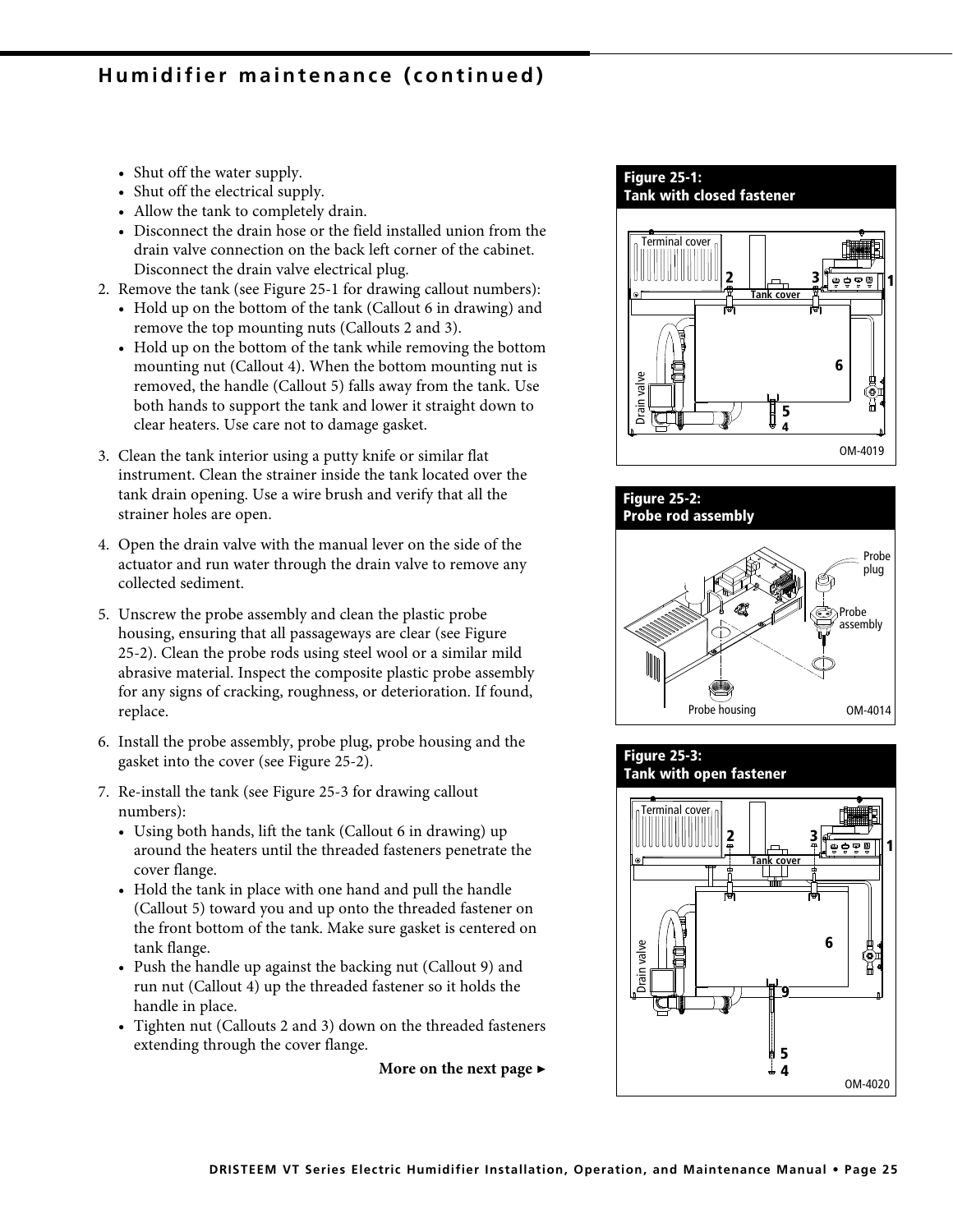## Humidifier maintenance (continued)

- Shut off the water supply.
- Shut off the electrical supply.
- Allow the tank to completely drain.
- Disconnect the drain hose or the field installed union from the drain valve connection on the back left corner of the cabinet. Disconnect the drain valve electrical plug.

2. Remove the tank (see Figure 25-1 for drawing callout numbers):
   - Hold up on the bottom of the tank (Callout 6 in drawing) and remove the top mounting nuts (Callouts 2 and 3).
   - Hold up on the bottom of the tank while removing the bottom mounting nut (Callout 4). When the bottom mounting nut is removed, the handle (Callout 5) falls away from the tank. Use both hands to support the tank and lower it straight down to clear heaters. Use care not to damage gasket.
3. Clean the tank interior using a putty knife or similar flat instrument. Clean the strainer inside the tank located over the tank drain opening. Use a wire brush and verify that all the strainer holes are open.
4. Open the drain valve with the manual lever on the side of the actuator and run water through the drain valve to remove any collected sediment.
5. Unscrew the probe assembly and clean the plastic probe housing, ensuring that all passageways are clear (see Figure 25-2). Clean the probe rods using steel wool or a similar mild abrasive material. Inspect the composite plastic probe assembly for any signs of cracking, roughness, or deterioration. If found, replace.
6. Install the probe assembly, probe plug, probe housing and the gasket into the cover (see Figure 25-2).
7. Re-install the tank (see Figure 25-3 for drawing callout numbers):
   - Using both hands, lift the tank (Callout 6 in drawing) up around the heaters until the threaded fasteners penetrate the cover flange.
   - Hold the tank in place with one hand and pull the handle (Callout 5) toward you and up onto the threaded fastener on the front bottom of the tank. Make sure gasket is centered on tank flange.
   - Push the handle up against the backing nut (Callout 9) and run nut (Callout 4) up the threaded fastener so it holds the handle in place.
   - Tighten nut (Callouts 2 and 3) down on the threaded fasteners extending through the cover flange.

**More on the next page ►**

**Figure 25-1: Tank with closed fastener**

Terminal cover, Tank cover, Drain valve, 1, 2, 3, 4, 5, 6

OM-4019

**Figure 25-2: Probe rod assembly**

Probe plug, Probe assembly, Probe housing

OM-4014

**Figure 25-3: Tank with open fastener**

Terminal cover, Tank cover, Drain valve, 1, 2, 3, 4, 5, 6, 9

OM-4020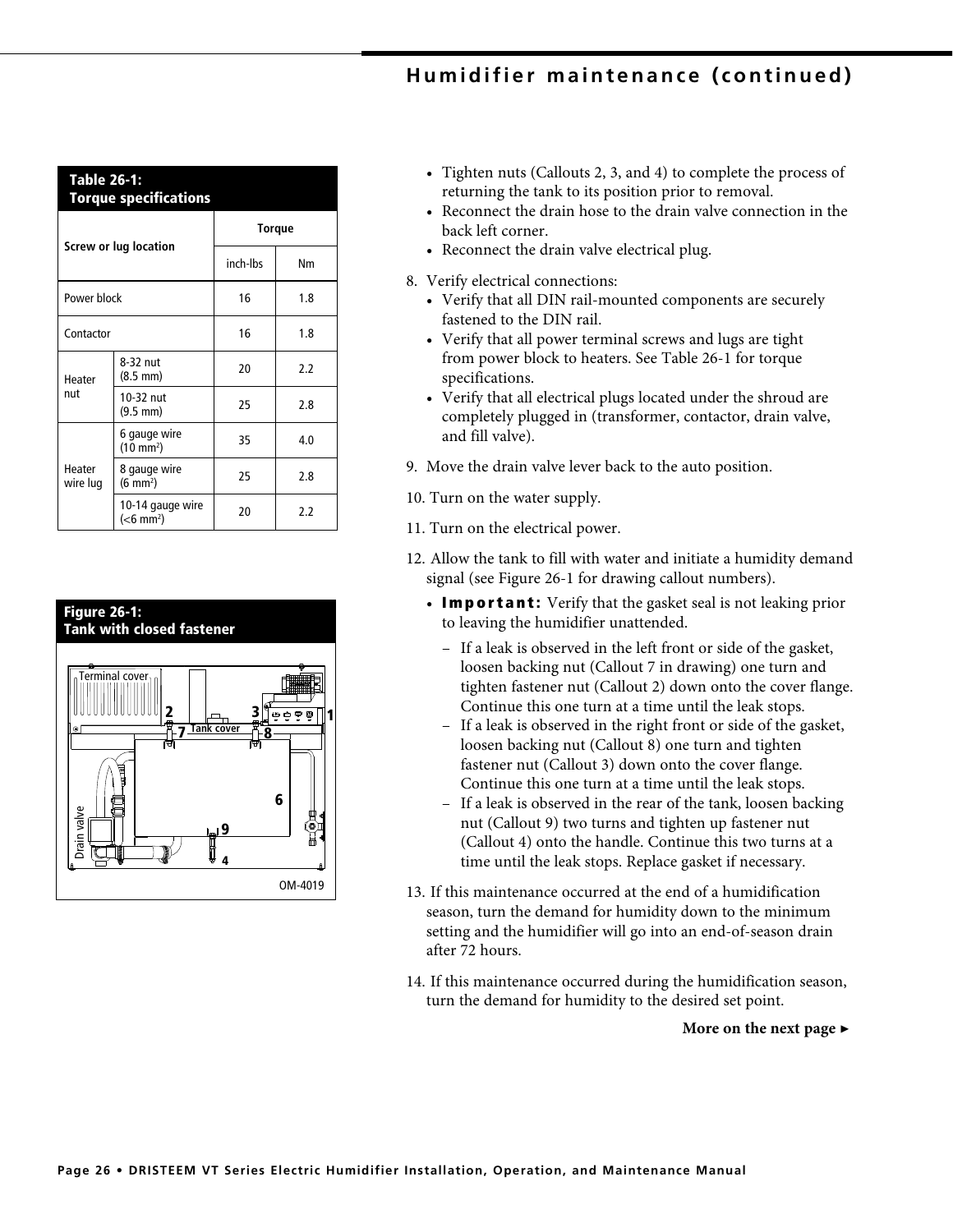# Humidifier maintenance (continued)

**Table 26-1: Torque specifications**

| Screw or lug location | | Torque inch-lbs | Torque Nm |
|---|---|---|---|
| Power block | | 16 | 1.8 |
| Contactor | | 16 | 1.8 |
| Heater nut | 8-32 nut (8.5 mm) | 20 | 2.2 |
| | 10-32 nut (9.5 mm) | 25 | 2.8 |
| Heater wire lug | 6 gauge wire (10 mm$^2$) | 35 | 4.0 |
| | 8 gauge wire (6 mm$^2$) | 25 | 2.8 |
| | 10-14 gauge wire (<6 mm$^2$) | 20 | 2.2 |

**Figure 26-1: Tank with closed fastener**

Terminal cover, Tank cover, Drain valve, 1, 2, 3, 4, 6, 7, 8, 9

OM-4019

- Tighten nuts (Callouts 2, 3, and 4) to complete the process of returning the tank to its position prior to removal.
- Reconnect the drain hose to the drain valve connection in the back left corner.
- Reconnect the drain valve electrical plug.

8. Verify electrical connections:
   - Verify that all DIN rail-mounted components are securely fastened to the DIN rail.
   - Verify that all power terminal screws and lugs are tight from power block to heaters. See Table 26-1 for torque specifications.
   - Verify that all electrical plugs located under the shroud are completely plugged in (transformer, contactor, drain valve, and fill valve).
9. Move the drain valve lever back to the auto position.
10. Turn on the water supply.
11. Turn on the electrical power.
12. Allow the tank to fill with water and initiate a humidity demand signal (see Figure 26-1 for drawing callout numbers).
    - **Important:** Verify that the gasket seal is not leaking prior to leaving the humidifier unattended.
      - If a leak is observed in the left front or side of the gasket, loosen backing nut (Callout 7 in drawing) one turn and tighten fastener nut (Callout 2) down onto the cover flange. Continue this one turn at a time until the leak stops.
      - If a leak is observed in the right front or side of the gasket, loosen backing nut (Callout 8) one turn and tighten fastener nut (Callout 3) down onto the cover flange. Continue this one turn at a time until the leak stops.
      - If a leak is observed in the rear of the tank, loosen backing nut (Callout 9) two turns and tighten up fastener nut (Callout 4) onto the handle. Continue this two turns at a time until the leak stops. Replace gasket if necessary.
13. If this maintenance occurred at the end of a humidification season, turn the demand for humidity down to the minimum setting and the humidifier will go into an end-of-season drain after 72 hours.
14. If this maintenance occurred during the humidification season, turn the demand for humidity to the desired set point.

**More on the next page ►**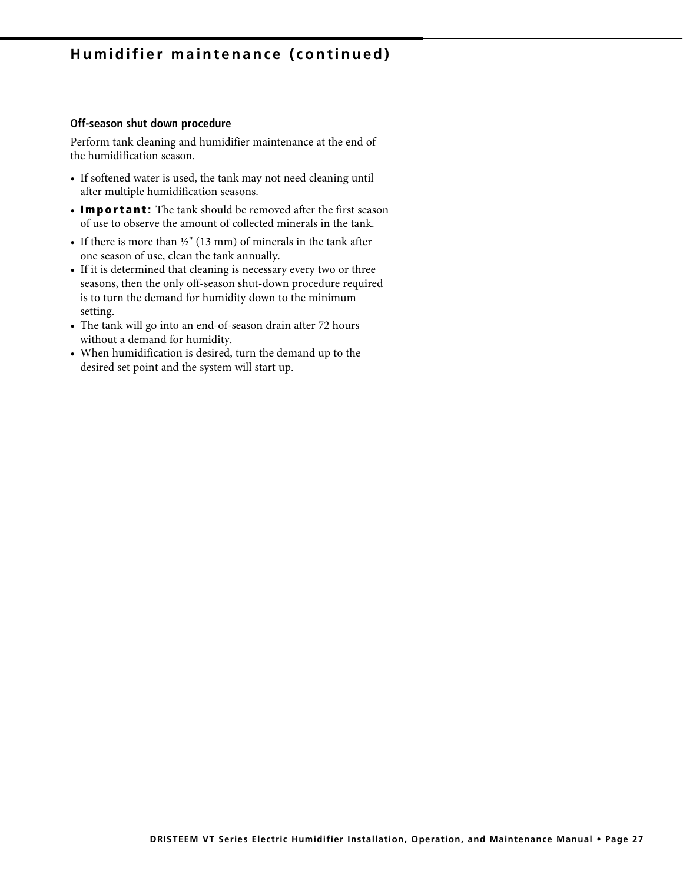# Humidifier maintenance (continued)

### Off-season shut down procedure

Perform tank cleaning and humidifier maintenance at the end of the humidification season.

- If softened water is used, the tank may not need cleaning until after multiple humidification seasons.
- **Important:** The tank should be removed after the first season of use to observe the amount of collected minerals in the tank.
- If there is more than ½" (13 mm) of minerals in the tank after one season of use, clean the tank annually.
- If it is determined that cleaning is necessary every two or three seasons, then the only off-season shut-down procedure required is to turn the demand for humidity down to the minimum setting.
- The tank will go into an end-of-season drain after 72 hours without a demand for humidity.
- When humidification is desired, turn the demand up to the desired set point and the system will start up.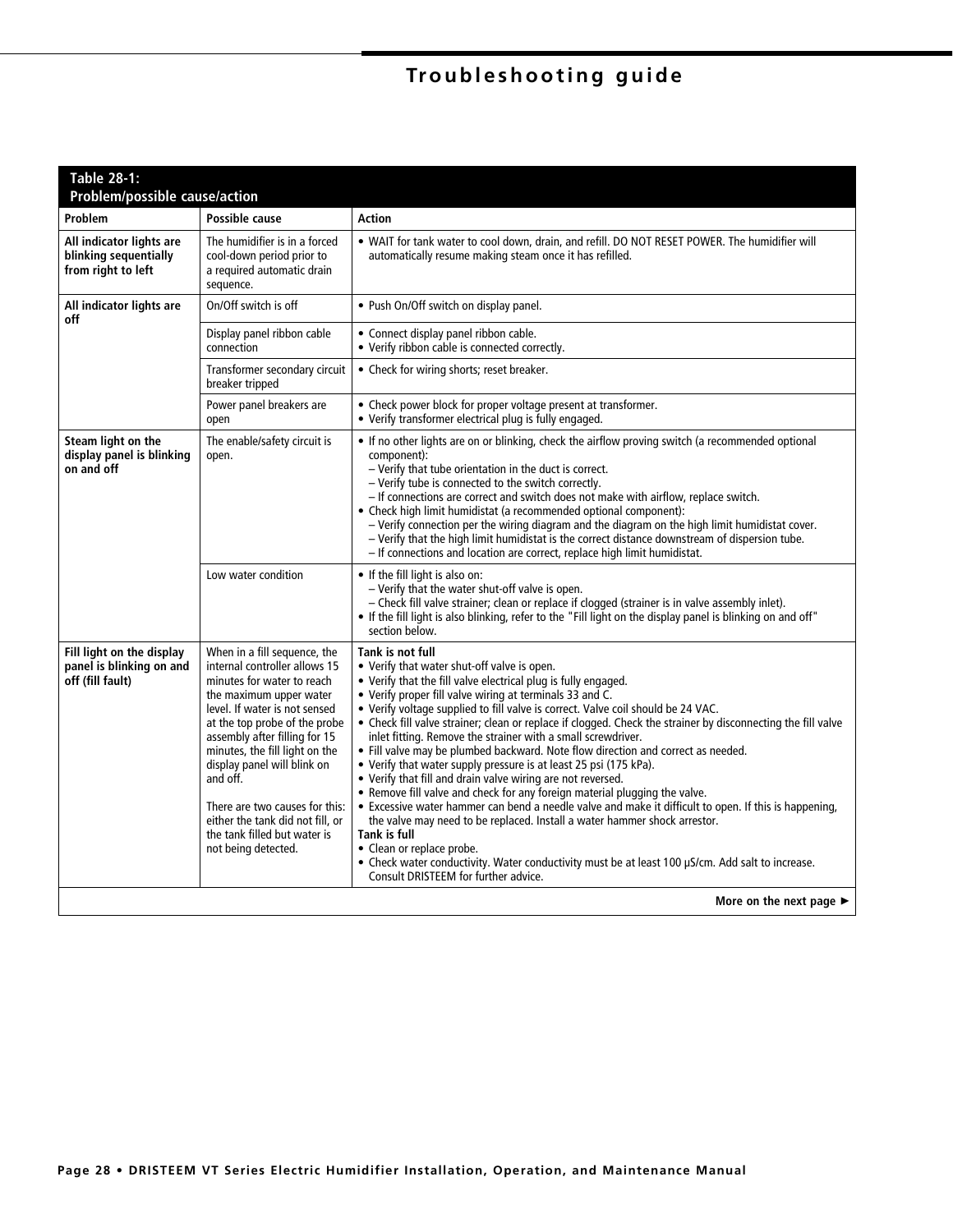# Troubleshooting guide

**Table 28-1: Problem/possible cause/action**

| Problem | Possible cause | Action |
|---|---|---|
| **All indicator lights are blinking sequentially from right to left** | The humidifier is in a forced cool-down period prior to a required automatic drain sequence. | • WAIT for tank water to cool down, drain, and refill. DO NOT RESET POWER. The humidifier will automatically resume making steam once it has refilled. |
| **All indicator lights are off** | On/Off switch is off | • Push On/Off switch on display panel. |
| | Display panel ribbon cable connection | • Connect display panel ribbon cable.<br>• Verify ribbon cable is connected correctly. |
| | Transformer secondary circuit breaker tripped | • Check for wiring shorts; reset breaker. |
| | Power panel breakers are open | • Check power block for proper voltage present at transformer.<br>• Verify transformer electrical plug is fully engaged. |
| **Steam light on the display panel is blinking on and off** | The enable/safety circuit is open. | • If no other lights are on or blinking, check the airflow proving switch (a recommended optional component):<br>– Verify that tube orientation in the duct is correct.<br>– Verify tube is connected to the switch correctly.<br>– If connections are correct and switch does not make with airflow, replace switch.<br>• Check high limit humidistat (a recommended optional component):<br>– Verify connection per the wiring diagram and the diagram on the high limit humidistat cover.<br>– Verify that the high limit humidistat is the correct distance downstream of dispersion tube.<br>– If connections and location are correct, replace high limit humidistat. |
| | Low water condition | • If the fill light is also on:<br>– Verify that the water shut-off valve is open.<br>– Check fill valve strainer; clean or replace if clogged (strainer is in valve assembly inlet).<br>• If the fill light is also blinking, refer to the "Fill light on the display panel is blinking on and off" section below. |
| **Fill light on the display panel is blinking on and off (fill fault)** | When in a fill sequence, the internal controller allows 15 minutes for water to reach the maximum upper water level. If water is not sensed at the top probe of the probe assembly after filling for 15 minutes, the fill light on the display panel will blink on and off.<br><br>There are two causes for this: either the tank did not fill, or the tank filled but water is not being detected. | **Tank is not full**<br>• Verify that water shut-off valve is open.<br>• Verify that the fill valve electrical plug is fully engaged.<br>• Verify proper fill valve wiring at terminals 33 and C.<br>• Verify voltage supplied to fill valve is correct. Valve coil should be 24 VAC.<br>• Check fill valve strainer; clean or replace if clogged. Check the strainer by disconnecting the fill valve inlet fitting. Remove the strainer with a small screwdriver.<br>• Fill valve may be plumbed backward. Note flow direction and correct as needed.<br>• Verify that water supply pressure is at least 25 psi (175 kPa).<br>• Verify that fill and drain valve wiring are not reversed.<br>• Remove fill valve and check for any foreign material plugging the valve.<br>• Excessive water hammer can bend a needle valve and make it difficult to open. If this is happening, the valve may need to be replaced. Install a water hammer shock arrestor.<br>**Tank is full**<br>• Clean or replace probe.<br>• Check water conductivity. Water conductivity must be at least 100 µS/cm. Add salt to increase. Consult DRISTEEM for further advice. |

**More on the next page ►**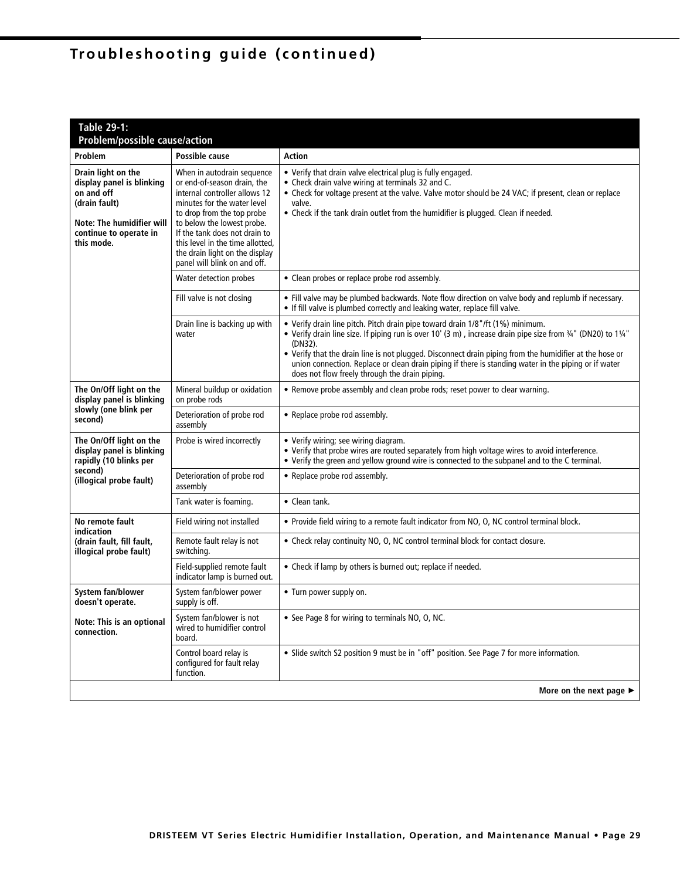# Troubleshooting guide (continued)

**Table 29-1: Problem/possible cause/action**

| Problem | Possible cause | Action |
|---|---|---|
| **Drain light on the display panel is blinking on and off (drain fault)**<br><br>**Note: The humidifier will continue to operate in this mode.** | When in autodrain sequence or end-of-season drain, the internal controller allows 12 minutes for the water level to drop from the top probe to below the lowest probe. If the tank does not drain to this level in the time allotted, the drain light on the display panel will blink on and off. | • Verify that drain valve electrical plug is fully engaged.<br>• Check drain valve wiring at terminals 32 and C.<br>• Check for voltage present at the valve. Valve motor should be 24 VAC; if present, clean or replace valve.<br>• Check if the tank drain outlet from the humidifier is plugged. Clean if needed. |
| | Water detection probes | • Clean probes or replace probe rod assembly. |
| | Fill valve is not closing | • Fill valve may be plumbed backwards. Note flow direction on valve body and replumb if necessary.<br>• If fill valve is plumbed correctly and leaking water, replace fill valve. |
| | Drain line is backing up with water | • Verify drain line pitch. Pitch drain pipe toward drain 1/8"/ft (1%) minimum.<br>• Verify drain line size. If piping run is over 10' (3 m) , increase drain pipe size from ¾" (DN20) to 1¼" (DN32).<br>• Verify that the drain line is not plugged. Disconnect drain piping from the humidifier at the hose or union connection. Replace or clean drain piping if there is standing water in the piping or if water does not flow freely through the drain piping. |
| **The On/Off light on the display panel is blinking slowly (one blink per second)** | Mineral buildup or oxidation on probe rods | • Remove probe assembly and clean probe rods; reset power to clear warning. |
| | Deterioration of probe rod assembly | • Replace probe rod assembly. |
| **The On/Off light on the display panel is blinking rapidly (10 blinks per second) (illogical probe fault)** | Probe is wired incorrectly | • Verify wiring; see wiring diagram.<br>• Verify that probe wires are routed separately from high voltage wires to avoid interference.<br>• Verify the green and yellow ground wire is connected to the subpanel and to the C terminal. |
| | Deterioration of probe rod assembly | • Replace probe rod assembly. |
| | Tank water is foaming. | • Clean tank. |
| **No remote fault indication (drain fault, fill fault, illogical probe fault)** | Field wiring not installed | • Provide field wiring to a remote fault indicator from NO, O, NC control terminal block. |
| | Remote fault relay is not switching. | • Check relay continuity NO, O, NC control terminal block for contact closure. |
| | Field-supplied remote fault indicator lamp is burned out. | • Check if lamp by others is burned out; replace if needed. |
| **System fan/blower doesn't operate.**<br><br>**Note: This is an optional connection.** | System fan/blower power supply is off. | • Turn power supply on. |
| | System fan/blower is not wired to humidifier control board. | • See Page 8 for wiring to terminals NO, O, NC. |
| | Control board relay is configured for fault relay function. | • Slide switch S2 position 9 must be in "off" position. See Page 7 for more information. |

**More on the next page ►**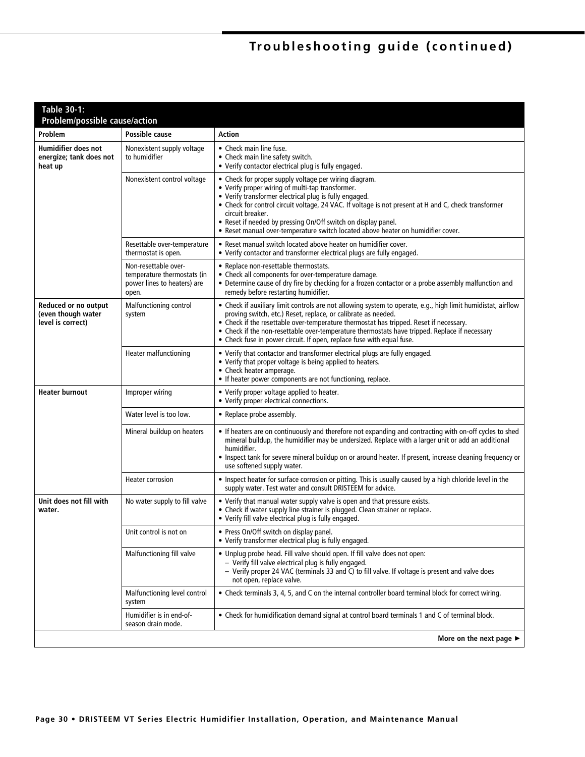# Troubleshooting guide (continued)

**Table 30-1: Problem/possible cause/action**

| Problem | Possible cause | Action |
|---|---|---|
| **Humidifier does not energize; tank does not heat up** | Nonexistent supply voltage to humidifier | • Check main line fuse.<br>• Check main line safety switch.<br>• Verify contactor electrical plug is fully engaged. |
| | Nonexistent control voltage | • Check for proper supply voltage per wiring diagram.<br>• Verify proper wiring of multi-tap transformer.<br>• Verify transformer electrical plug is fully engaged.<br>• Check for control circuit voltage, 24 VAC. If voltage is not present at H and C, check transformer circuit breaker.<br>• Reset if needed by pressing On/Off switch on display panel.<br>• Reset manual over-temperature switch located above heater on humidifier cover. |
| | Resettable over-temperature thermostat is open. | • Reset manual switch located above heater on humidifier cover.<br>• Verify contactor and transformer electrical plugs are fully engaged. |
| | Non-resettable over-temperature thermostats (in power lines to heaters) are open. | • Replace non-resettable thermostats.<br>• Check all components for over-temperature damage.<br>• Determine cause of dry fire by checking for a frozen contactor or a probe assembly malfunction and remedy before restarting humidifier. |
| **Reduced or no output (even though water level is correct)** | Malfunctioning control system | • Check if auxiliary limit controls are not allowing system to operate, e.g., high limit humidistat, airflow proving switch, etc.) Reset, replace, or calibrate as needed.<br>• Check if the resettable over-temperature thermostat has tripped. Reset if necessary.<br>• Check if the non-resettable over-temperature thermostats have tripped. Replace if necessary<br>• Check fuse in power circuit. If open, replace fuse with equal fuse. |
| | Heater malfunctioning | • Verify that contactor and transformer electrical plugs are fully engaged.<br>• Verify that proper voltage is being applied to heaters.<br>• Check heater amperage.<br>• If heater power components are not functioning, replace. |
| **Heater burnout** | Improper wiring | • Verify proper voltage applied to heater.<br>• Verify proper electrical connections. |
| | Water level is too low. | • Replace probe assembly. |
| | Mineral buildup on heaters | • If heaters are on continuously and therefore not expanding and contracting with on-off cycles to shed mineral buildup, the humidifier may be undersized. Replace with a larger unit or add an additional humidifier.<br>• Inspect tank for severe mineral buildup on or around heater. If present, increase cleaning frequency or use softened supply water. |
| | Heater corrosion | • Inspect heater for surface corrosion or pitting. This is usually caused by a high chloride level in the supply water. Test water and consult DRISTEEM for advice. |
| **Unit does not fill with water.** | No water supply to fill valve | • Verify that manual water supply valve is open and that pressure exists.<br>• Check if water supply line strainer is plugged. Clean strainer or replace.<br>• Verify fill valve electrical plug is fully engaged. |
| | Unit control is not on | • Press On/Off switch on display panel.<br>• Verify transformer electrical plug is fully engaged. |
| | Malfunctioning fill valve | • Unplug probe head. Fill valve should open. If fill valve does not open:<br>– Verify fill valve electrical plug is fully engaged.<br>– Verify proper 24 VAC (terminals 33 and C) to fill valve. If voltage is present and valve does not open, replace valve. |
| | Malfunctioning level control system | • Check terminals 3, 4, 5, and C on the internal controller board terminal block for correct wiring. |
| | Humidifier is in end-of-season drain mode. | • Check for humidification demand signal at control board terminals 1 and C of terminal block. |

**More on the next page ►**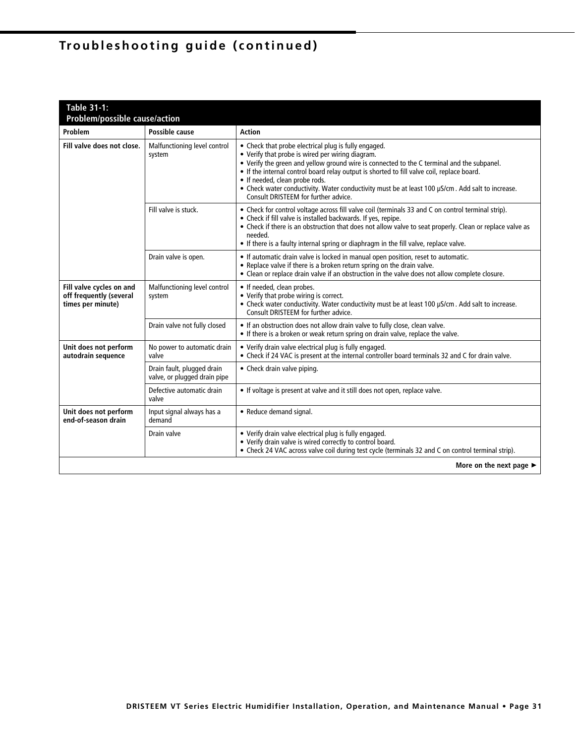# Troubleshooting guide (continued)

**Table 31-1: Problem/possible cause/action**

| Problem | Possible cause | Action |
|---|---|---|
| **Fill valve does not close.** | Malfunctioning level control system | • Check that probe electrical plug is fully engaged.<br>• Verify that probe is wired per wiring diagram.<br>• Verify the green and yellow ground wire is connected to the C terminal and the subpanel.<br>• If the internal control board relay output is shorted to fill valve coil, replace board.<br>• If needed, clean probe rods.<br>• Check water conductivity. Water conductivity must be at least 100 µS/cm . Add salt to increase. Consult DRISTEEM for further advice. |
| | Fill valve is stuck. | • Check for control voltage across fill valve coil (terminals 33 and C on control terminal strip).<br>• Check if fill valve is installed backwards. If yes, repipe.<br>• Check if there is an obstruction that does not allow valve to seat properly. Clean or replace valve as needed.<br>• If there is a faulty internal spring or diaphragm in the fill valve, replace valve. |
| | Drain valve is open. | • If automatic drain valve is locked in manual open position, reset to automatic.<br>• Replace valve if there is a broken return spring on the drain valve.<br>• Clean or replace drain valve if an obstruction in the valve does not allow complete closure. |
| **Fill valve cycles on and off frequently (several times per minute)** | Malfunctioning level control system | • If needed, clean probes.<br>• Verify that probe wiring is correct.<br>• Check water conductivity. Water conductivity must be at least 100 µS/cm . Add salt to increase. Consult DRISTEEM for further advice. |
| | Drain valve not fully closed | • If an obstruction does not allow drain valve to fully close, clean valve.<br>• If there is a broken or weak return spring on drain valve, replace the valve. |
| **Unit does not perform autodrain sequence** | No power to automatic drain valve | • Verify drain valve electrical plug is fully engaged.<br>• Check if 24 VAC is present at the internal controller board terminals 32 and C for drain valve. |
| | Drain fault, plugged drain valve, or plugged drain pipe | • Check drain valve piping. |
| | Defective automatic drain valve | • If voltage is present at valve and it still does not open, replace valve. |
| **Unit does not perform end-of-season drain** | Input signal always has a demand | • Reduce demand signal. |
| | Drain valve | • Verify drain valve electrical plug is fully engaged.<br>• Verify drain valve is wired correctly to control board.<br>• Check 24 VAC across valve coil during test cycle (terminals 32 and C on control terminal strip). |

**More on the next page ►**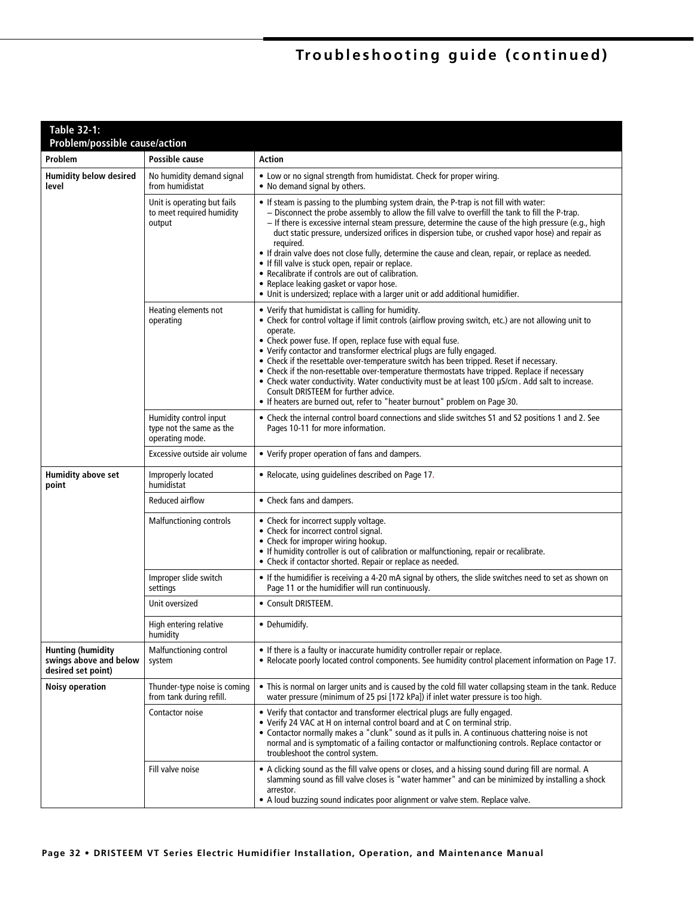# Troubleshooting guide (continued)

**Table 32-1: Problem/possible cause/action**

| Problem | Possible cause | Action |
|---|---|---|
| **Humidity below desired level** | No humidity demand signal from humidistat | • Low or no signal strength from humidistat. Check for proper wiring.<br>• No demand signal by others. |
| | Unit is operating but fails to meet required humidity output | • If steam is passing to the plumbing system drain, the P-trap is not fill with water:<br>– Disconnect the probe assembly to allow the fill valve to overfill the tank to fill the P-trap.<br>– If there is excessive internal steam pressure, determine the cause of the high pressure (e.g., high duct static pressure, undersized orifices in dispersion tube, or crushed vapor hose) and repair as required.<br>• If drain valve does not close fully, determine the cause and clean, repair, or replace as needed.<br>• If fill valve is stuck open, repair or replace.<br>• Recalibrate if controls are out of calibration.<br>• Replace leaking gasket or vapor hose.<br>• Unit is undersized; replace with a larger unit or add additional humidifier. |
| | Heating elements not operating | • Verify that humidistat is calling for humidity.<br>• Check for control voltage if limit controls (airflow proving switch, etc.) are not allowing unit to operate.<br>• Check power fuse. If open, replace fuse with equal fuse.<br>• Verify contactor and transformer electrical plugs are fully engaged.<br>• Check if the resettable over-temperature switch has been tripped. Reset if necessary.<br>• Check if the non-resettable over-temperature thermostats have tripped. Replace if necessary<br>• Check water conductivity. Water conductivity must be at least 100 µS/cm. Add salt to increase. Consult DRISTEEM for further advice.<br>• If heaters are burned out, refer to "heater burnout" problem on Page 30. |
| | Humidity control input type not the same as the operating mode. | • Check the internal control board connections and slide switches S1 and S2 positions 1 and 2. See Pages 10-11 for more information. |
| | Excessive outside air volume | • Verify proper operation of fans and dampers. |
| **Humidity above set point** | Improperly located humidistat | • Relocate, using guidelines described on Page 17. |
| | Reduced airflow | • Check fans and dampers. |
| | Malfunctioning controls | • Check for incorrect supply voltage.<br>• Check for incorrect control signal.<br>• Check for improper wiring hookup.<br>• If humidity controller is out of calibration or malfunctioning, repair or recalibrate.<br>• Check if contactor shorted. Repair or replace as needed. |
| | Improper slide switch settings | • If the humidifier is receiving a 4-20 mA signal by others, the slide switches need to set as shown on Page 11 or the humidifier will run continuously. |
| | Unit oversized | • Consult DRISTEEM. |
| | High entering relative humidity | • Dehumidify. |
| **Hunting (humidity swings above and below desired set point)** | Malfunctioning control system | • If there is a faulty or inaccurate humidity controller repair or replace.<br>• Relocate poorly located control components. See humidity control placement information on Page 17. |
| **Noisy operation** | Thunder-type noise is coming from tank during refill. | • This is normal on larger units and is caused by the cold fill water collapsing steam in the tank. Reduce water pressure (minimum of 25 psi [172 kPa]) if inlet water pressure is too high. |
| | Contactor noise | • Verify that contactor and transformer electrical plugs are fully engaged.<br>• Verify 24 VAC at H on internal control board and at C on terminal strip.<br>• Contactor normally makes a "clunk" sound as it pulls in. A continuous chattering noise is not normal and is symptomatic of a failing contactor or malfunctioning controls. Replace contactor or troubleshoot the control system. |
| | Fill valve noise | • A clicking sound as the fill valve opens or closes, and a hissing sound during fill are normal. A slamming sound as fill valve closes is "water hammer" and can be minimized by installing a shock arrestor.<br>• A loud buzzing sound indicates poor alignment or valve stem. Replace valve. |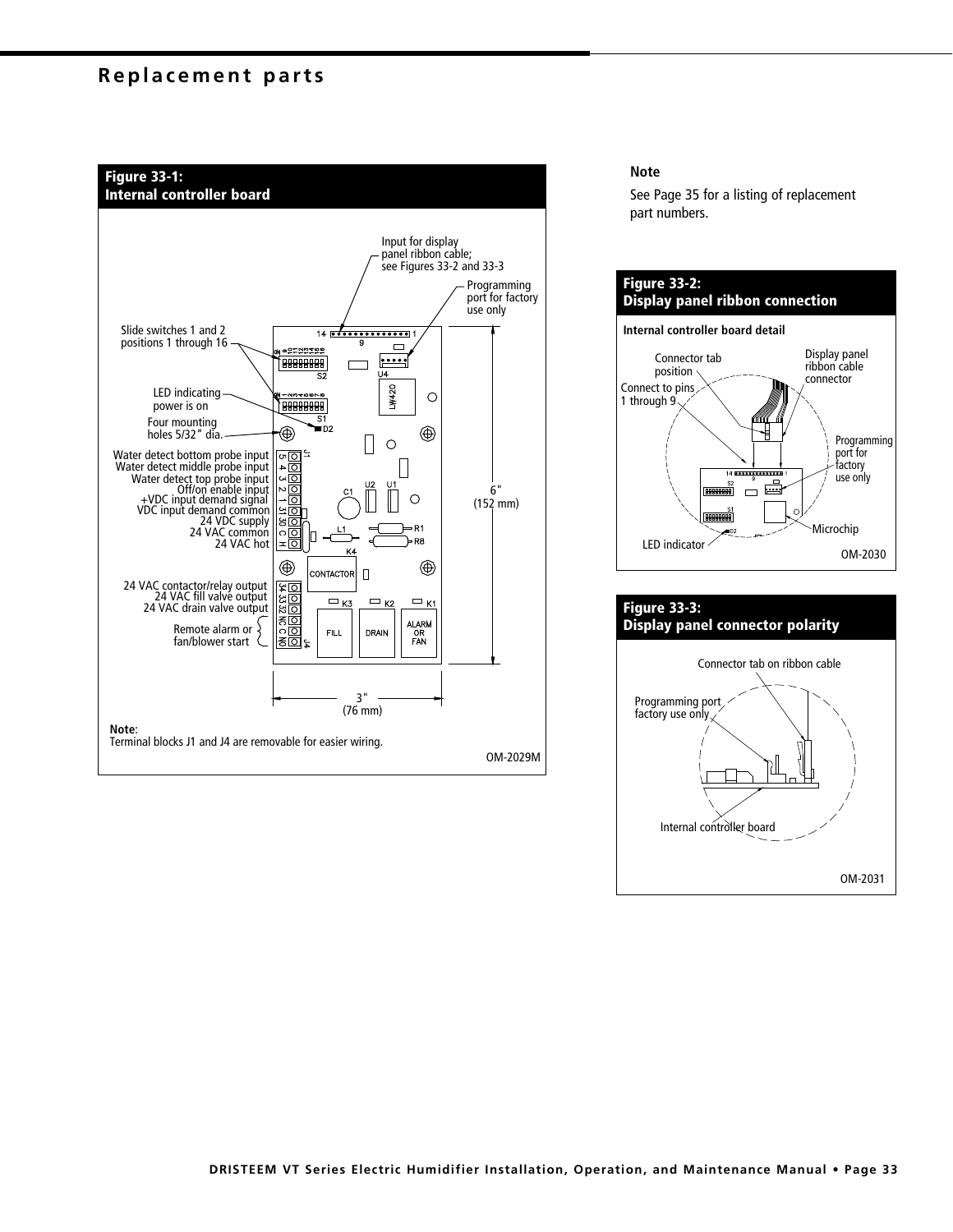# Replacement parts

**Figure 33-1:**
**Internal controller board**

Input for display panel ribbon cable; see Figures 33-2 and 33-3

Programming port for factory use only

Slide switches 1 and 2 positions 1 through 16

LED indicating power is on

Four mounting holes 5/32" dia.

Water detect bottom probe input
Water detect middle probe input
Water detect top probe input
Off/on enable input
+VDC input demand signal
VDC input demand common
24 VDC supply
24 VAC common
24 VAC hot

24 VAC contactor/relay output
24 VAC fill valve output
24 VAC drain valve output

Remote alarm or fan/blower start

6" (152 mm)

3" (76 mm)

**Note**:
Terminal blocks J1 and J4 are removable for easier wiring.

OM-2029M

**Note**

See Page 35 for a listing of replacement part numbers.

**Figure 33-2:**
**Display panel ribbon connection**

**Internal controller board detail**

Connector tab position

Display panel ribbon cable connector

Connect to pins 1 through 9

Programming port for factory use only

Microchip

LED indicator

OM-2030

**Figure 33-3:**
**Display panel connector polarity**

Connector tab on ribbon cable

Programming port factory use only

Internal controller board

OM-2031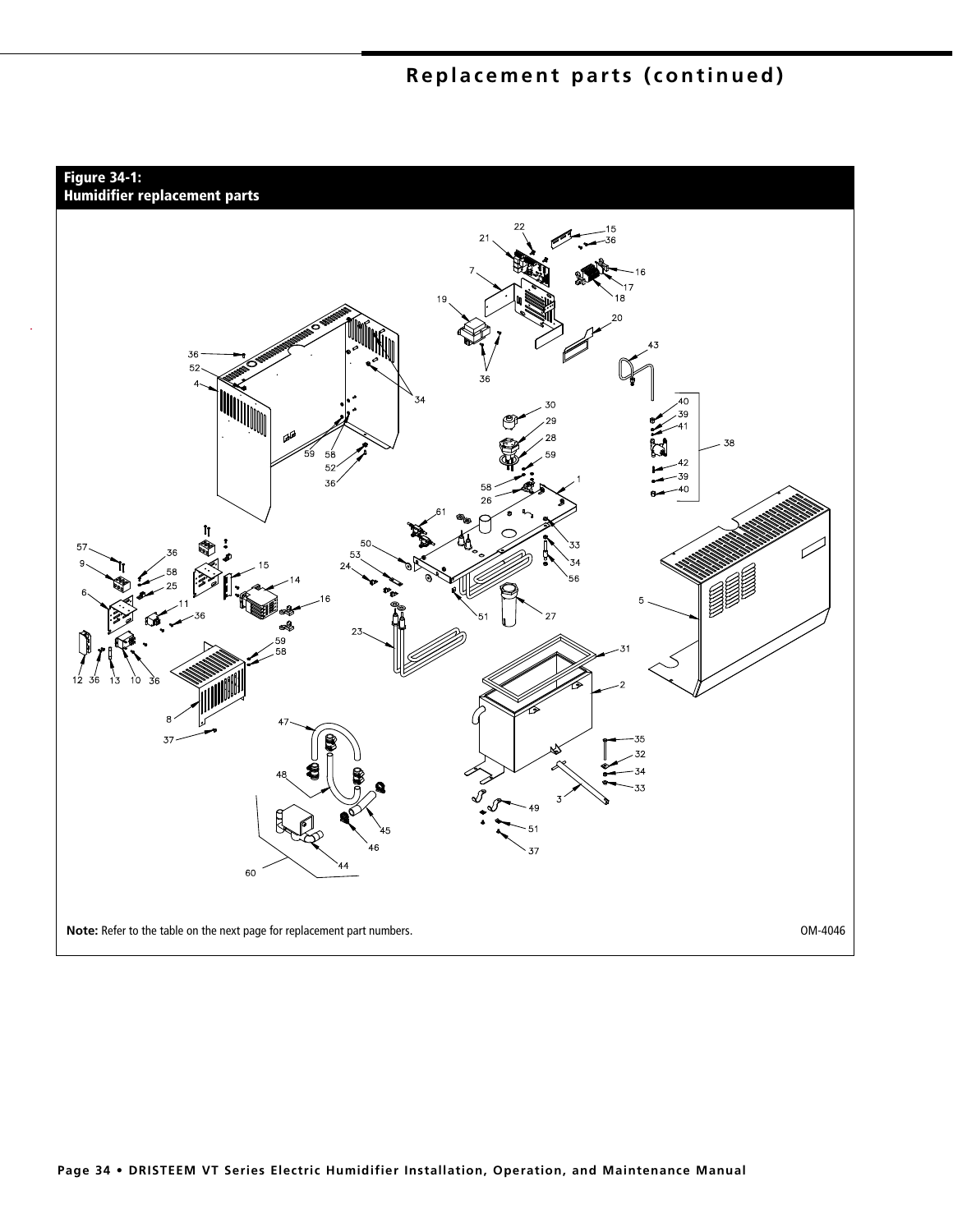# Replacement parts (continued)

**Figure 34-1:**
**Humidifier replacement parts**

**Note:** Refer to the table on the next page for replacement part numbers.

OM-4046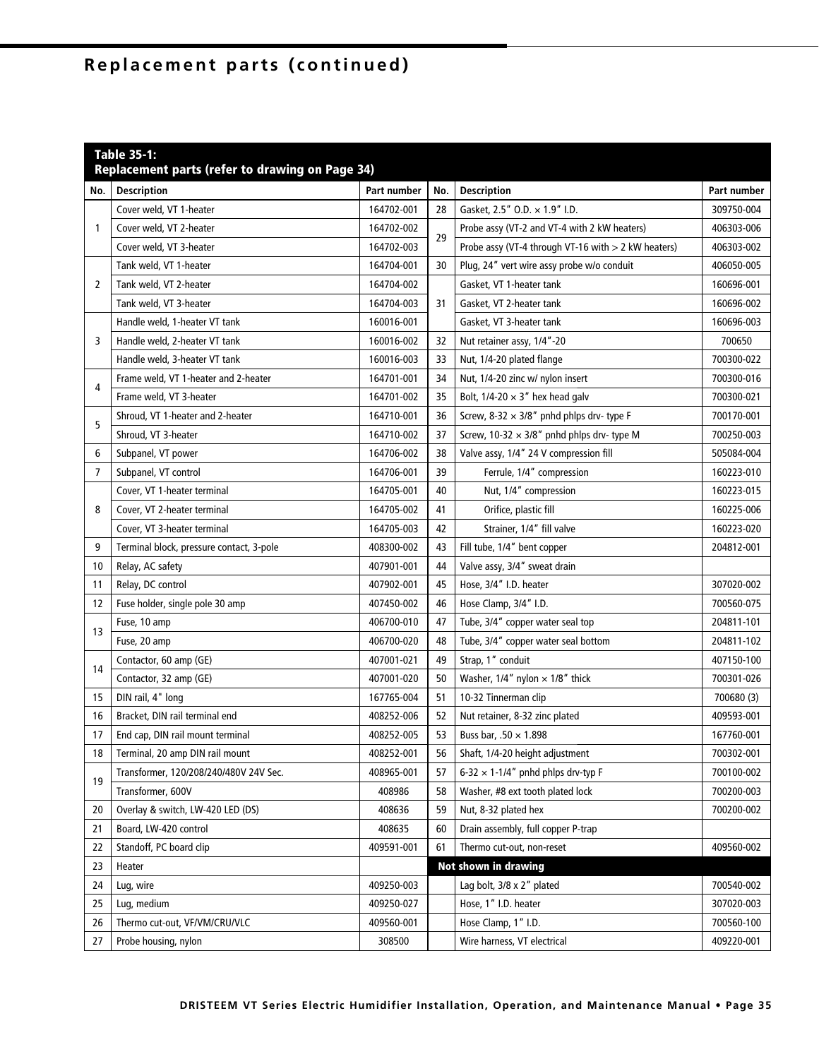## Replacement parts (continued)

**Table 35-1: Replacement parts (refer to drawing on Page 34)**

| No. | Description | Part number | No. | Description | Part number |
|---|---|---|---|---|---|
| 1 | Cover weld, VT 1-heater | 164702-001 | 28 | Gasket, 2.5" O.D. × 1.9" I.D. | 309750-004 |
| | Cover weld, VT 2-heater | 164702-002 | 29 | Probe assy (VT-2 and VT-4 with 2 kW heaters) | 406303-006 |
| | Cover weld, VT 3-heater | 164702-003 | | Probe assy (VT-4 through VT-16 with > 2 kW heaters) | 406303-002 |
| 2 | Tank weld, VT 1-heater | 164704-001 | 30 | Plug, 24" vert wire assy probe w/o conduit | 406050-005 |
| | Tank weld, VT 2-heater | 164704-002 | 31 | Gasket, VT 1-heater tank | 160696-001 |
| | Tank weld, VT 3-heater | 164704-003 | | Gasket, VT 2-heater tank | 160696-002 |
| 3 | Handle weld, 1-heater VT tank | 160016-001 | | Gasket, VT 3-heater tank | 160696-003 |
| | Handle weld, 2-heater VT tank | 160016-002 | 32 | Nut retainer assy, 1/4"-20 | 700650 |
| | Handle weld, 3-heater VT tank | 160016-003 | 33 | Nut, 1/4-20 plated flange | 700300-022 |
| 4 | Frame weld, VT 1-heater and 2-heater | 164701-001 | 34 | Nut, 1/4-20 zinc w/ nylon insert | 700300-016 |
| | Frame weld, VT 3-heater | 164701-002 | 35 | Bolt, 1/4-20 × 3" hex head galv | 700300-021 |
| 5 | Shroud, VT 1-heater and 2-heater | 164710-001 | 36 | Screw, 8-32 × 3/8" pnhd phlps drv- type F | 700170-001 |
| | Shroud, VT 3-heater | 164710-002 | 37 | Screw, 10-32 × 3/8" pnhd phlps drv- type M | 700250-003 |
| 6 | Subpanel, VT power | 164706-002 | 38 | Valve assy, 1/4" 24 V compression fill | 505084-004 |
| 7 | Subpanel, VT control | 164706-001 | 39 | Ferrule, 1/4" compression | 160223-010 |
| 8 | Cover, VT 1-heater terminal | 164705-001 | 40 | Nut, 1/4" compression | 160223-015 |
| | Cover, VT 2-heater terminal | 164705-002 | 41 | Orifice, plastic fill | 160225-006 |
| | Cover, VT 3-heater terminal | 164705-003 | 42 | Strainer, 1/4" fill valve | 160223-020 |
| 9 | Terminal block, pressure contact, 3-pole | 408300-002 | 43 | Fill tube, 1/4" bent copper | 204812-001 |
| 10 | Relay, AC safety | 407901-001 | 44 | Valve assy, 3/4" sweat drain | |
| 11 | Relay, DC control | 407902-001 | 45 | Hose, 3/4" I.D. heater | 307020-002 |
| 12 | Fuse holder, single pole 30 amp | 407450-002 | 46 | Hose Clamp, 3/4" I.D. | 700560-075 |
| 13 | Fuse, 10 amp | 406700-010 | 47 | Tube, 3/4" copper water seal top | 204811-101 |
| | Fuse, 20 amp | 406700-020 | 48 | Tube, 3/4" copper water seal bottom | 204811-102 |
| 14 | Contactor, 60 amp (GE) | 407001-021 | 49 | Strap, 1" conduit | 407150-100 |
| | Contactor, 32 amp (GE) | 407001-020 | 50 | Washer, 1/4" nylon × 1/8" thick | 700301-026 |
| 15 | DIN rail, 4" long | 167765-004 | 51 | 10-32 Tinnerman clip | 700680 (3) |
| 16 | Bracket, DIN rail terminal end | 408252-006 | 52 | Nut retainer, 8-32 zinc plated | 409593-001 |
| 17 | End cap, DIN rail mount terminal | 408252-005 | 53 | Buss bar, .50 × 1.898 | 167760-001 |
| 18 | Terminal, 20 amp DIN rail mount | 408252-001 | 56 | Shaft, 1/4-20 height adjustment | 700302-001 |
| 19 | Transformer, 120/208/240/480V 24V Sec. | 408965-001 | 57 | 6-32 × 1-1/4" pnhd phlps drv-typ F | 700100-002 |
| | Transformer, 600V | 408986 | 58 | Washer, #8 ext tooth plated lock | 700200-003 |
| 20 | Overlay & switch, LW-420 LED (DS) | 408636 | 59 | Nut, 8-32 plated hex | 700200-002 |
| 21 | Board, LW-420 control | 408635 | 60 | Drain assembly, full copper P-trap | |
| 22 | Standoff, PC board clip | 409591-001 | 61 | Thermo cut-out, non-reset | 409560-002 |
| 23 | Heater | | | **Not shown in drawing** | |
| 24 | Lug, wire | 409250-003 | | Lag bolt, 3/8 x 2" plated | 700540-002 |
| 25 | Lug, medium | 409250-027 | | Hose, 1" I.D. heater | 307020-003 |
| 26 | Thermo cut-out, VF/VM/CRU/VLC | 409560-001 | | Hose Clamp, 1" I.D. | 700560-100 |
| 27 | Probe housing, nylon | 308500 | | Wire harness, VT electrical | 409220-001 |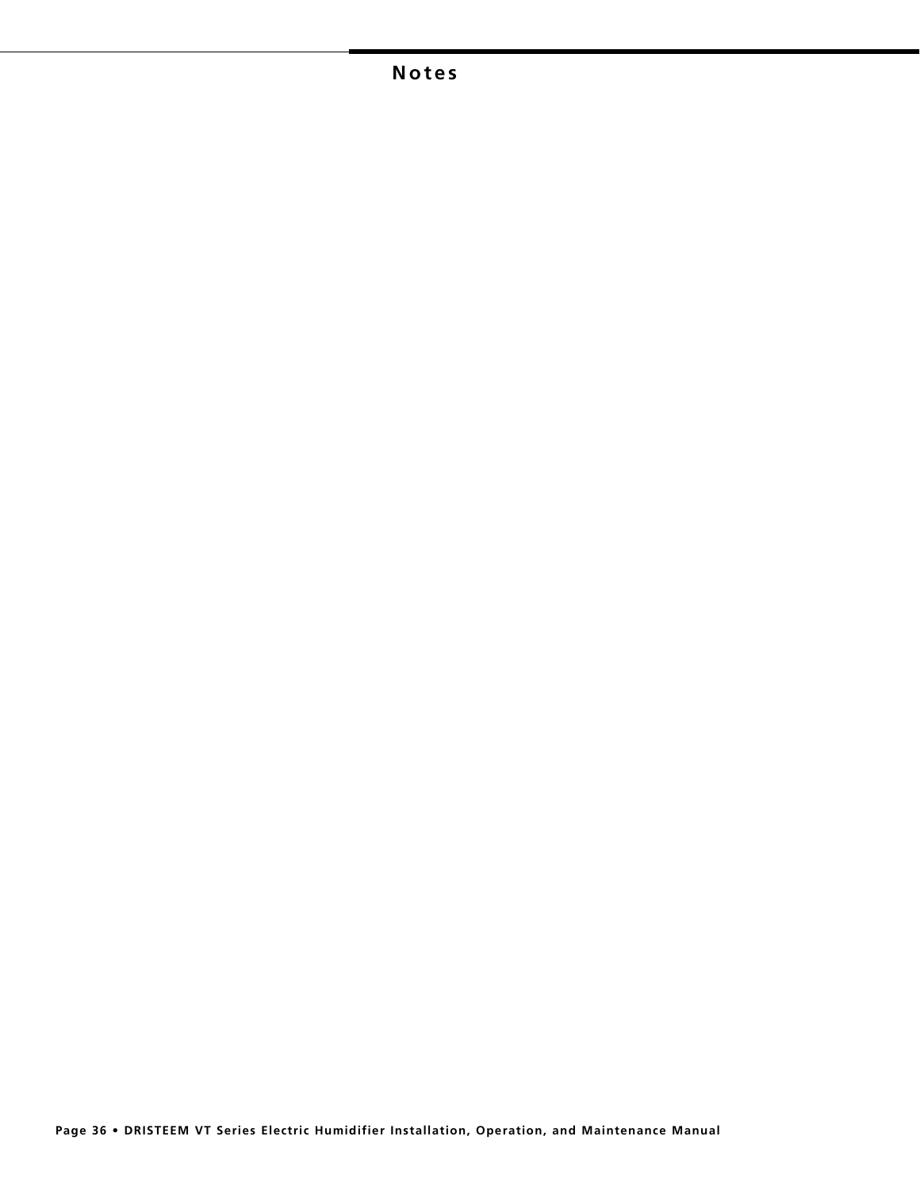# Notes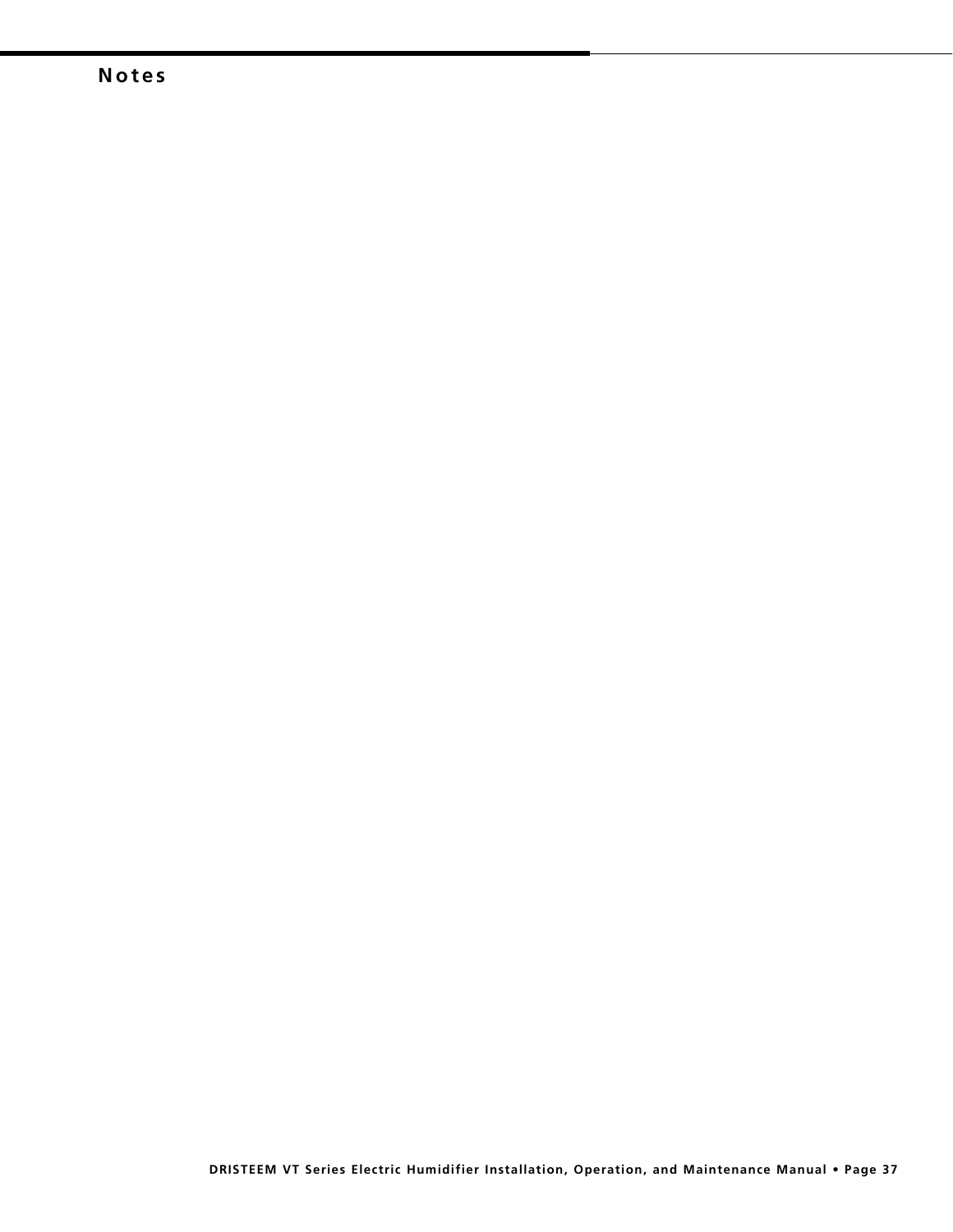## Notes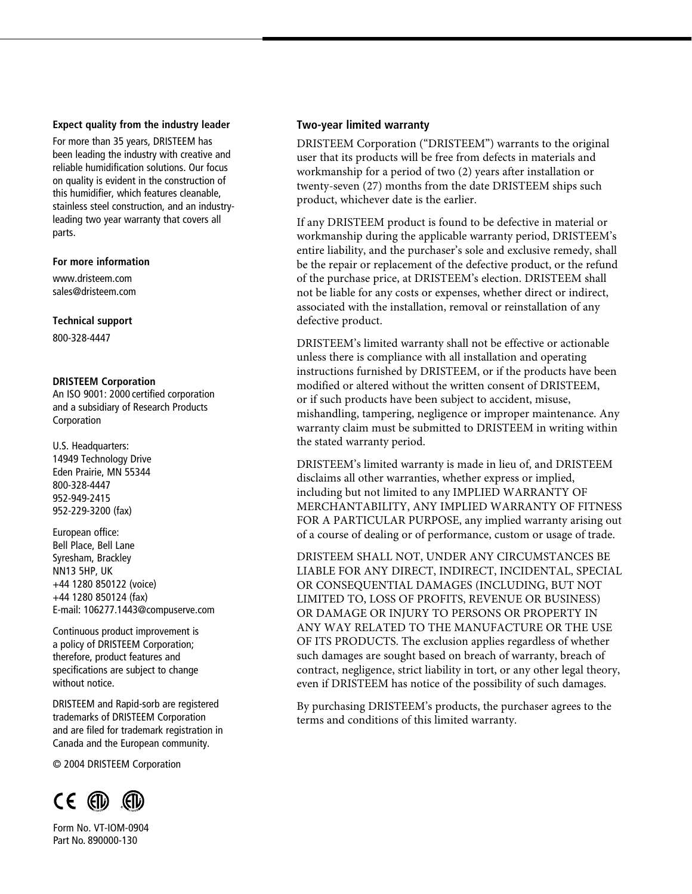### Expect quality from the industry leader

For more than 35 years, DRISTEEM has been leading the industry with creative and reliable humidification solutions. Our focus on quality is evident in the construction of this humidifier, which features cleanable, stainless steel construction, and an industry-leading two year warranty that covers all parts.

### For more information

www.dristeem.com
sales@dristeem.com

### Technical support

800-328-4447

**DRISTEEM Corporation**
An ISO 9001: 2000 certified corporation and a subsidiary of Research Products Corporation

U.S. Headquarters:
14949 Technology Drive
Eden Prairie, MN 55344
800-328-4447
952-949-2415
952-229-3200 (fax)

European office:
Bell Place, Bell Lane
Syresham, Brackley
NN13 5HP, UK
+44 1280 850122 (voice)
+44 1280 850124 (fax)
E-mail: 106277.1443@compuserve.com

Continuous product improvement is a policy of DRISTEEM Corporation; therefore, product features and specifications are subject to change without notice.

DRISTEEM and Rapid-sorb are registered trademarks of DRISTEEM Corporation and are filed for trademark registration in Canada and the European community.

© 2004 DRISTEEM Corporation

Form No. VT-IOM-0904
Part No. 890000-130

### Two-year limited warranty

DRISTEEM Corporation ("DRISTEEM") warrants to the original user that its products will be free from defects in materials and workmanship for a period of two (2) years after installation or twenty-seven (27) months from the date DRISTEEM ships such product, whichever date is the earlier.

If any DRISTEEM product is found to be defective in material or workmanship during the applicable warranty period, DRISTEEM's entire liability, and the purchaser's sole and exclusive remedy, shall be the repair or replacement of the defective product, or the refund of the purchase price, at DRISTEEM's election. DRISTEEM shall not be liable for any costs or expenses, whether direct or indirect, associated with the installation, removal or reinstallation of any defective product.

DRISTEEM's limited warranty shall not be effective or actionable unless there is compliance with all installation and operating instructions furnished by DRISTEEM, or if the products have been modified or altered without the written consent of DRISTEEM, or if such products have been subject to accident, misuse, mishandling, tampering, negligence or improper maintenance. Any warranty claim must be submitted to DRISTEEM in writing within the stated warranty period.

DRISTEEM's limited warranty is made in lieu of, and DRISTEEM disclaims all other warranties, whether express or implied, including but not limited to any IMPLIED WARRANTY OF MERCHANTABILITY, ANY IMPLIED WARRANTY OF FITNESS FOR A PARTICULAR PURPOSE, any implied warranty arising out of a course of dealing or of performance, custom or usage of trade.

DRISTEEM SHALL NOT, UNDER ANY CIRCUMSTANCES BE LIABLE FOR ANY DIRECT, INDIRECT, INCIDENTAL, SPECIAL OR CONSEQUENTIAL DAMAGES (INCLUDING, BUT NOT LIMITED TO, LOSS OF PROFITS, REVENUE OR BUSINESS) OR DAMAGE OR INJURY TO PERSONS OR PROPERTY IN ANY WAY RELATED TO THE MANUFACTURE OR THE USE OF ITS PRODUCTS. The exclusion applies regardless of whether such damages are sought based on breach of warranty, breach of contract, negligence, strict liability in tort, or any other legal theory, even if DRISTEEM has notice of the possibility of such damages.

By purchasing DRISTEEM's products, the purchaser agrees to the terms and conditions of this limited warranty.